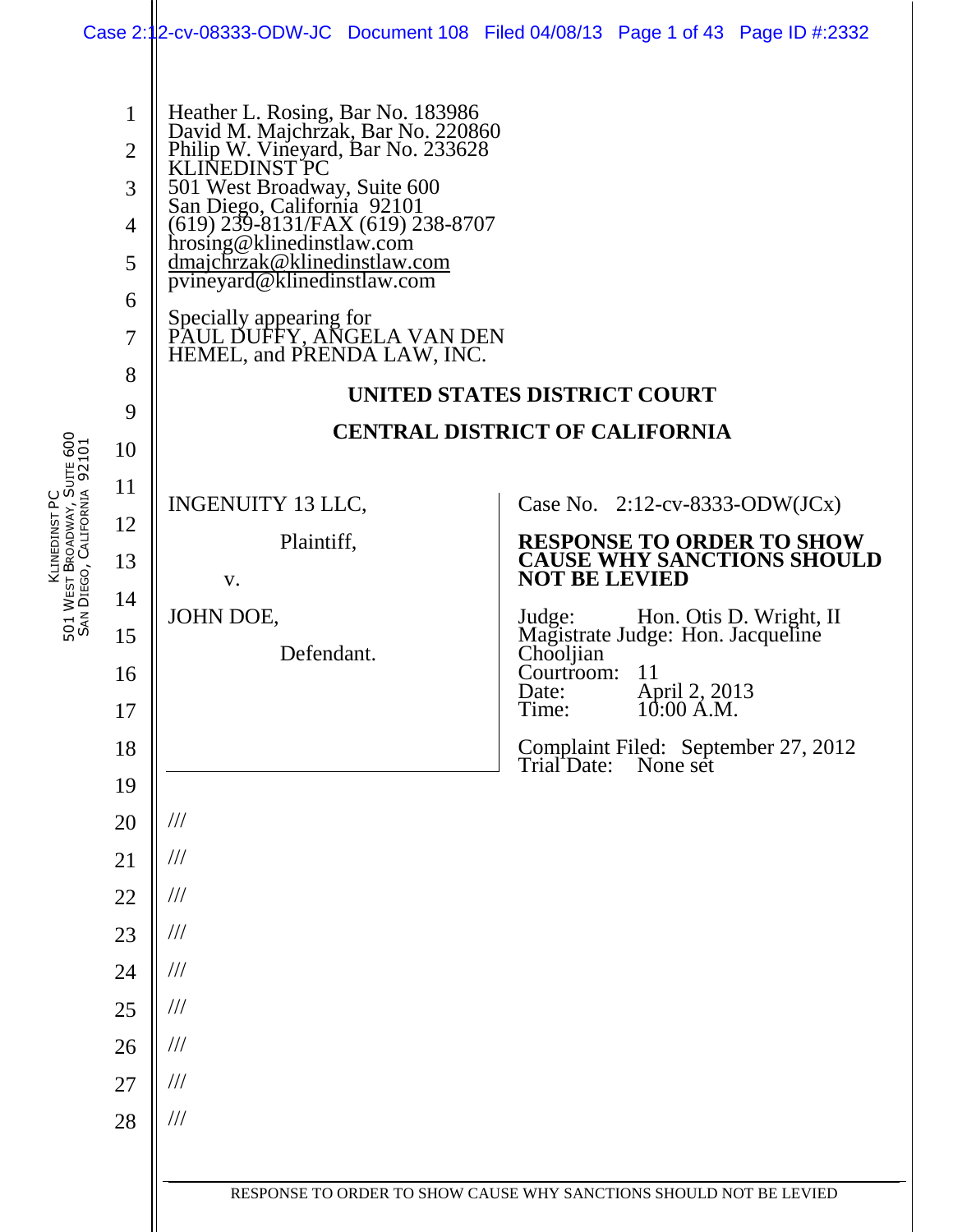Heather L. Rosing, Bar No. 183986
David M. Majchrzak, Bar No. 220860
Philip W. Vineyard, Bar No. 233628
KLINEDINST PC
501 West Broadway, Suite 600
San Diego, California 92101
(619) 239-8131/FAX (619) 238-8707
hrosing@klinedinstlaw.com
dmajchrzak@klinedinstlaw.com
pvineyard@klinedinstlaw.com

Specially appearing for
PAUL DUFFY, ANGELA VAN DEN HEMEL, and PRENDA LAW, INC.

**UNITED STATES DISTRICT COURT**

**CENTRAL DISTRICT OF CALIFORNIA**

INGENUITY 13 LLC,

Plaintiff,

v.

JOHN DOE,

Defendant.

Case No. 2:12-cv-8333-ODW(JCx)

**RESPONSE TO ORDER TO SHOW CAUSE WHY SANCTIONS SHOULD NOT BE LEVIED**

Judge: Hon. Otis D. Wright, II
Magistrate Judge: Hon. Jacqueline Chooljian
Courtroom: 11
Date: April 2, 2013
Time: 10:00 A.M.

Complaint Filed: September 27, 2012
Trial Date: None set

///
///
///
///
///
///
///
///
///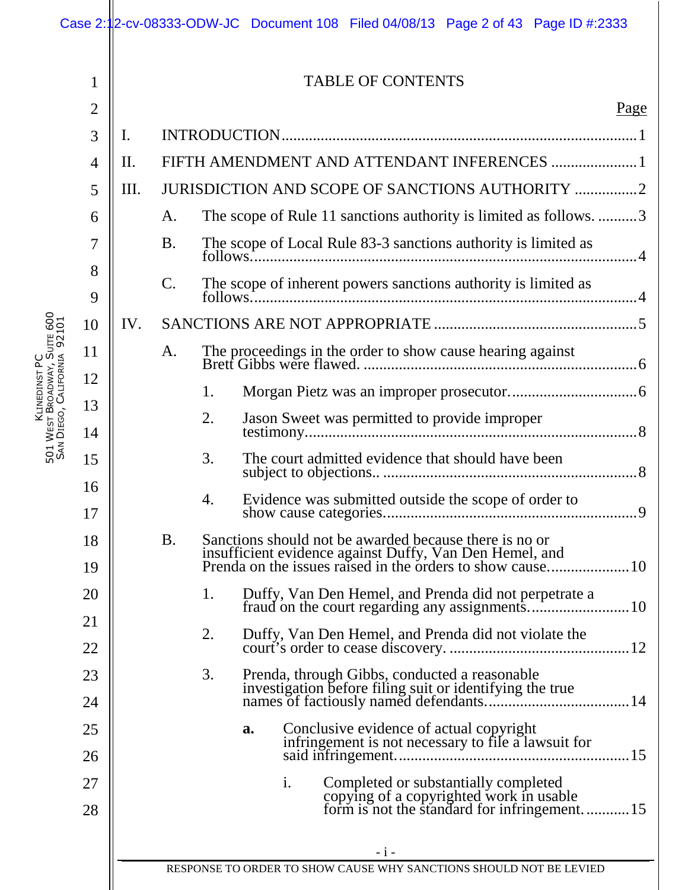# TABLE OF CONTENTS

Page

I. INTRODUCTION .......................................................................................... 1

II. FIFTH AMENDMENT AND ATTENDANT INFERENCES ...................... 1

III. JURISDICTION AND SCOPE OF SANCTIONS AUTHORITY ................ 2

- A. The scope of Rule 11 sanctions authority is limited as follows. .......... 3
- B. The scope of Local Rule 83-3 sanctions authority is limited as follows. .................................................................................................... 4
- C. The scope of inherent powers sanctions authority is limited as follows. .................................................................................................... 4

IV. SANCTIONS ARE NOT APPROPRIATE .................................................. 5

- A. The proceedings in the order to show cause hearing against Brett Gibbs were flawed. .................................................................... 6
  1. Morgan Pietz was an improper prosecutor. ............................... 6
  2. Jason Sweet was permitted to provide improper testimony. ................................................................................ 8
  3. The court admitted evidence that should have been subject to objections.. ............................................................. 8
  4. Evidence was submitted outside the scope of order to show cause categories. ............................................................. 9
- B. Sanctions should not be awarded because there is no or insufficient evidence against Duffy, Van Den Hemel, and Prenda on the issues raised in the orders to show cause. .................... 10
  1. Duffy, Van Den Hemel, and Prenda did not perpetrate a fraud on the court regarding any assignments. ........................ 10
  2. Duffy, Van Den Hemel, and Prenda did not violate the court's order to cease discovery. ............................................ 12
  3. Prenda, through Gibbs, conducted a reasonable investigation before filing suit or identifying the true names of factiously named defendants. ................................... 14
     - **a.** Conclusive evidence of actual copyright infringement is not necessary to file a lawsuit for said infringement. ......................................................... 15
       - i. Completed or substantially completed copying of a copyrighted work in usable form is not the standard for infringement. ........... 15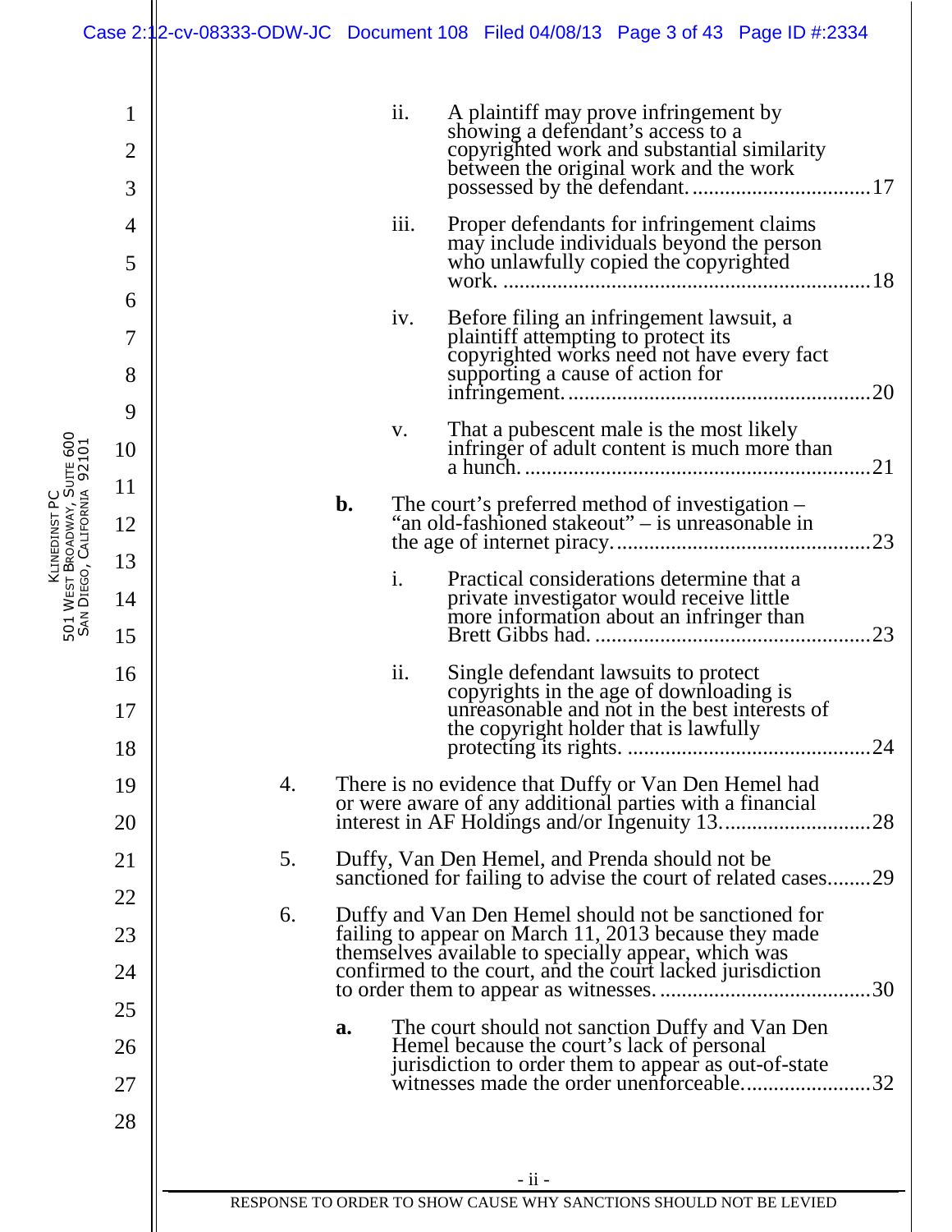ii. A plaintiff may prove infringement by showing a defendant's access to a copyrighted work and substantial similarity between the original work and the work possessed by the defendant. .................................17

iii. Proper defendants for infringement claims may include individuals beyond the person who unlawfully copied the copyrighted work. ...................................................................18

iv. Before filing an infringement lawsuit, a plaintiff attempting to protect its copyrighted works need not have every fact supporting a cause of action for infringement. .......................................................20

v. That a pubescent male is the most likely infringer of adult content is much more than a hunch. ...............................................................21

**b.** The court's preferred method of investigation – "an old-fashioned stakeout" – is unreasonable in the age of internet piracy. ..............................................23

i. Practical considerations determine that a private investigator would receive little more information about an infringer than Brett Gibbs had. ..................................................23

ii. Single defendant lawsuits to protect copyrights in the age of downloading is unreasonable and not in the best interests of the copyright holder that is lawfully protecting its rights. ............................................24

4. There is no evidence that Duffy or Van Den Hemel had or were aware of any additional parties with a financial interest in AF Holdings and/or Ingenuity 13. ..........................28

5. Duffy, Van Den Hemel, and Prenda should not be sanctioned for failing to advise the court of related cases........29

6. Duffy and Van Den Hemel should not be sanctioned for failing to appear on March 11, 2013 because they made themselves available to specially appear, which was confirmed to the court, and the court lacked jurisdiction to order them to appear as witnesses. .......................................30

**a.** The court should not sanction Duffy and Van Den Hemel because the court's lack of personal jurisdiction to order them to appear as out-of-state witnesses made the order unenforceable. .......................32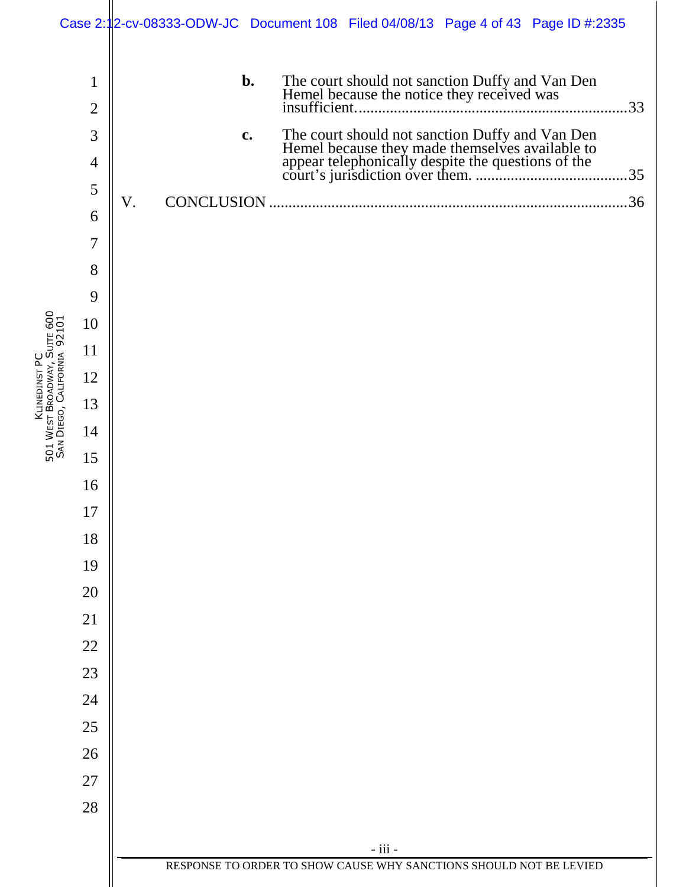**b.** The court should not sanction Duffy and Van Den Hemel because the notice they received was insufficient. ........ 33

**c.** The court should not sanction Duffy and Van Den Hemel because they made themselves available to appear telephonically despite the questions of the court's jurisdiction over them. ........ 35

V. CONCLUSION ........ 36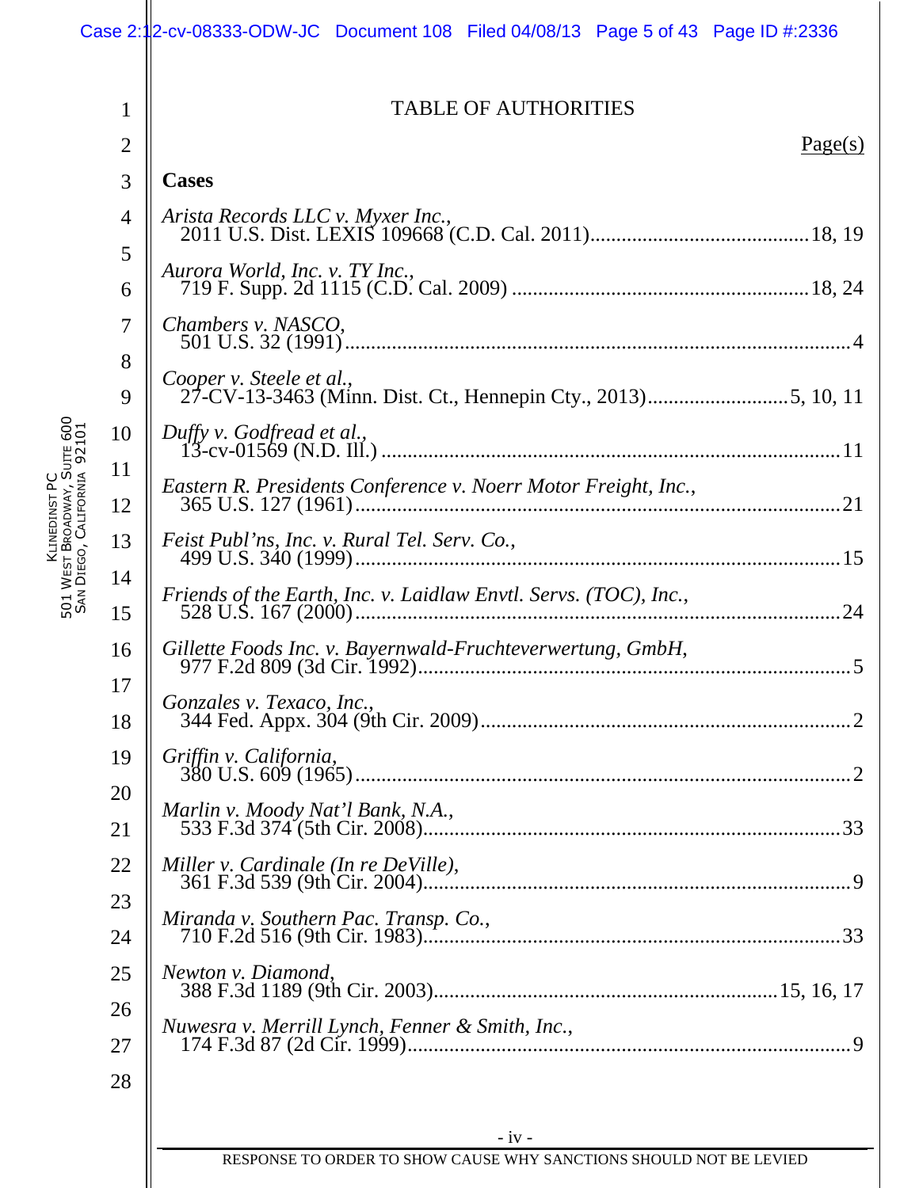# TABLE OF AUTHORITIES

Page(s)

**Cases**

*Arista Records LLC v. Myxer Inc.*,
2011 U.S. Dist. LEXIS 109668 (C.D. Cal. 2011) ........................................ 18, 19

*Aurora World, Inc. v. TY Inc.*,
719 F. Supp. 2d 1115 (C.D. Cal. 2009) ........................................ 18, 24

*Chambers v. NASCO*,
501 U.S. 32 (1991) ........................................ 4

*Cooper v. Steele et al.*,
27-CV-13-3463 (Minn. Dist. Ct., Hennepin Cty., 2013) ........................................ 5, 10, 11

*Duffy v. Godfread et al.*,
13-cv-01569 (N.D. Ill.) ........................................ 11

*Eastern R. Presidents Conference v. Noerr Motor Freight, Inc.*,
365 U.S. 127 (1961) ........................................ 21

*Feist Publ'ns, Inc. v. Rural Tel. Serv. Co.*,
499 U.S. 340 (1999) ........................................ 15

*Friends of the Earth, Inc. v. Laidlaw Envtl. Servs. (TOC), Inc.*,
528 U.S. 167 (2000) ........................................ 24

*Gillette Foods Inc. v. Bayernwald-Fruchteverwertung, GmbH*,
977 F.2d 809 (3d Cir. 1992) ........................................ 5

*Gonzales v. Texaco, Inc.*,
344 Fed. Appx. 304 (9th Cir. 2009) ........................................ 2

*Griffin v. California*,
380 U.S. 609 (1965) ........................................ 2

*Marlin v. Moody Nat'l Bank, N.A.*,
533 F.3d 374 (5th Cir. 2008) ........................................ 33

*Miller v. Cardinale (In re DeVille)*,
361 F.3d 539 (9th Cir. 2004) ........................................ 9

*Miranda v. Southern Pac. Transp. Co.*,
710 F.2d 516 (9th Cir. 1983) ........................................ 33

*Newton v. Diamond*,
388 F.3d 1189 (9th Cir. 2003) ........................................ 15, 16, 17

*Nuwesra v. Merrill Lynch, Fenner & Smith, Inc.*,
174 F.3d 87 (2d Cir. 1999) ........................................ 9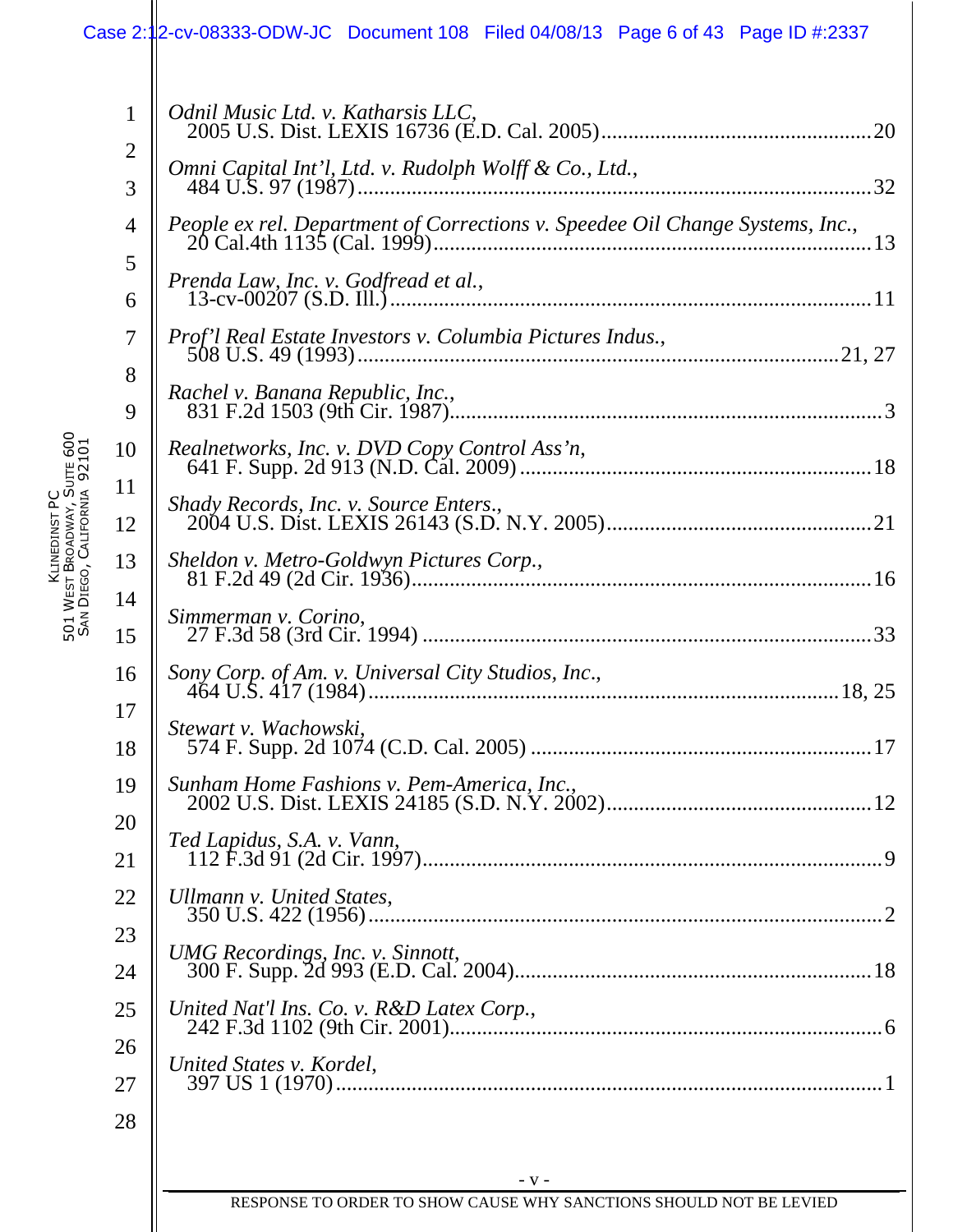*Odnil Music Ltd. v. Katharsis LLC*,
2005 U.S. Dist. LEXIS 16736 (E.D. Cal. 2005) .......... 20

*Omni Capital Int'l, Ltd. v. Rudolph Wolff & Co., Ltd.*,
484 U.S. 97 (1987) .......... 32

*People ex rel. Department of Corrections v. Speedee Oil Change Systems, Inc.*,
20 Cal.4th 1135 (Cal. 1999) .......... 13

*Prenda Law, Inc. v. Godfread et al.*,
13-cv-00207 (S.D. Ill.) .......... 11

*Prof'l Real Estate Investors v. Columbia Pictures Indus.*,
508 U.S. 49 (1993) .......... 21, 27

*Rachel v. Banana Republic, Inc.*,
831 F.2d 1503 (9th Cir. 1987) .......... 3

*Realnetworks, Inc. v. DVD Copy Control Ass'n*,
641 F. Supp. 2d 913 (N.D. Cal. 2009) .......... 18

*Shady Records, Inc. v. Source Enters.*,
2004 U.S. Dist. LEXIS 26143 (S.D. N.Y. 2005) .......... 21

*Sheldon v. Metro-Goldwyn Pictures Corp.*,
81 F.2d 49 (2d Cir. 1936) .......... 16

*Simmerman v. Corino*,
27 F.3d 58 (3rd Cir. 1994) .......... 33

*Sony Corp. of Am. v. Universal City Studios, Inc.*,
464 U.S. 417 (1984) .......... 18, 25

*Stewart v. Wachowski*,
574 F. Supp. 2d 1074 (C.D. Cal. 2005) .......... 17

*Sunham Home Fashions v. Pem-America, Inc.*,
2002 U.S. Dist. LEXIS 24185 (S.D. N.Y. 2002) .......... 12

*Ted Lapidus, S.A. v. Vann*,
112 F.3d 91 (2d Cir. 1997) .......... 9

*Ullmann v. United States*,
350 U.S. 422 (1956) .......... 2

*UMG Recordings, Inc. v. Sinnott*,
300 F. Supp. 2d 993 (E.D. Cal. 2004) .......... 18

*United Nat'l Ins. Co. v. R&D Latex Corp.*,
242 F.3d 1102 (9th Cir. 2001) .......... 6

*United States v. Kordel*,
397 US 1 (1970) .......... 1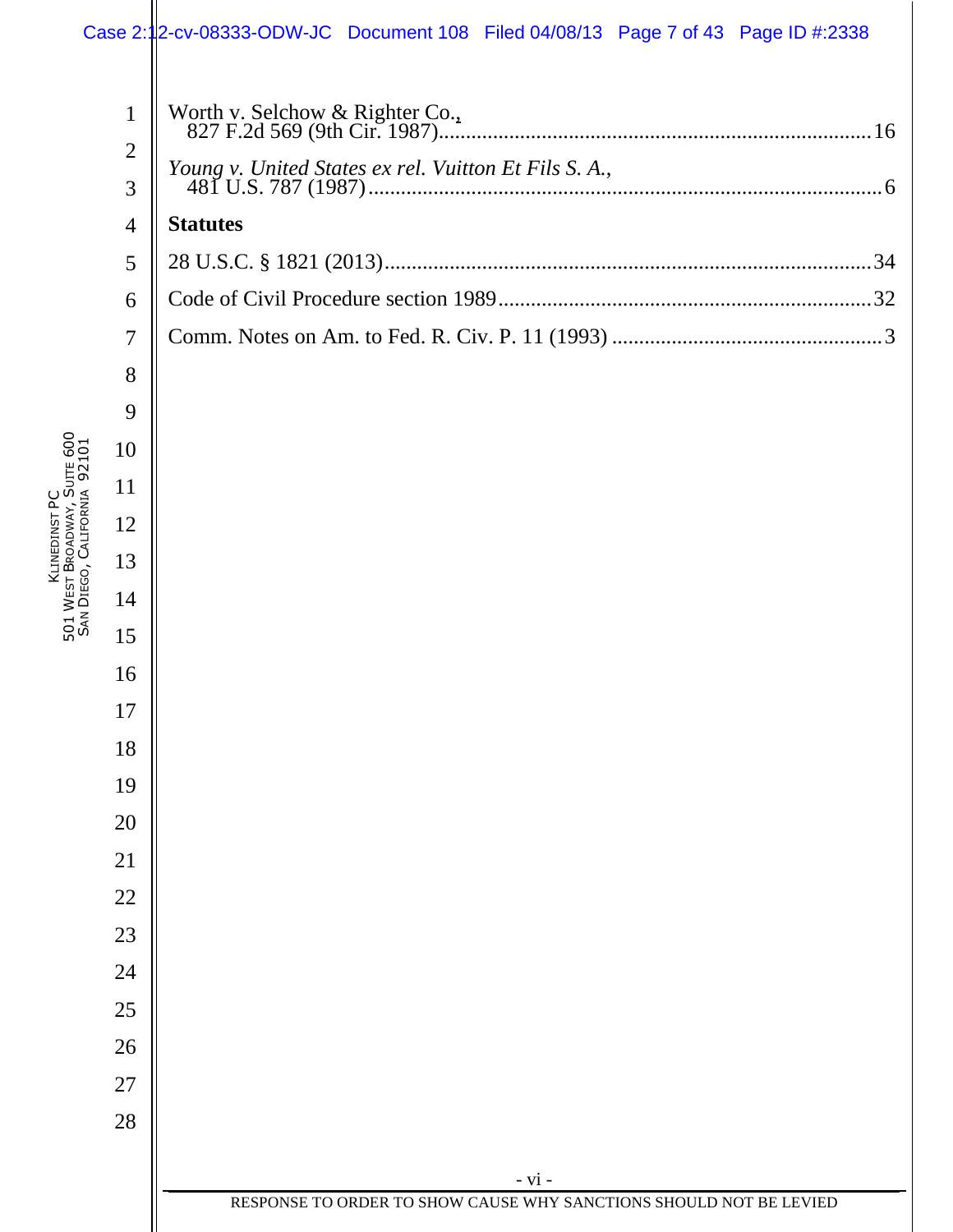Worth v. Selchow & Righter Co., 827 F.2d 569 (9th Cir. 1987)..............................................................................16

*Young v. United States ex rel. Vuitton Et Fils S. A.*, 481 U.S. 787 (1987)..............................................................................................6

**Statutes**

28 U.S.C. § 1821 (2013).........................................................................................34

Code of Civil Procedure section 1989....................................................................32

Comm. Notes on Am. to Fed. R. Civ. P. 11 (1993) ..................................................3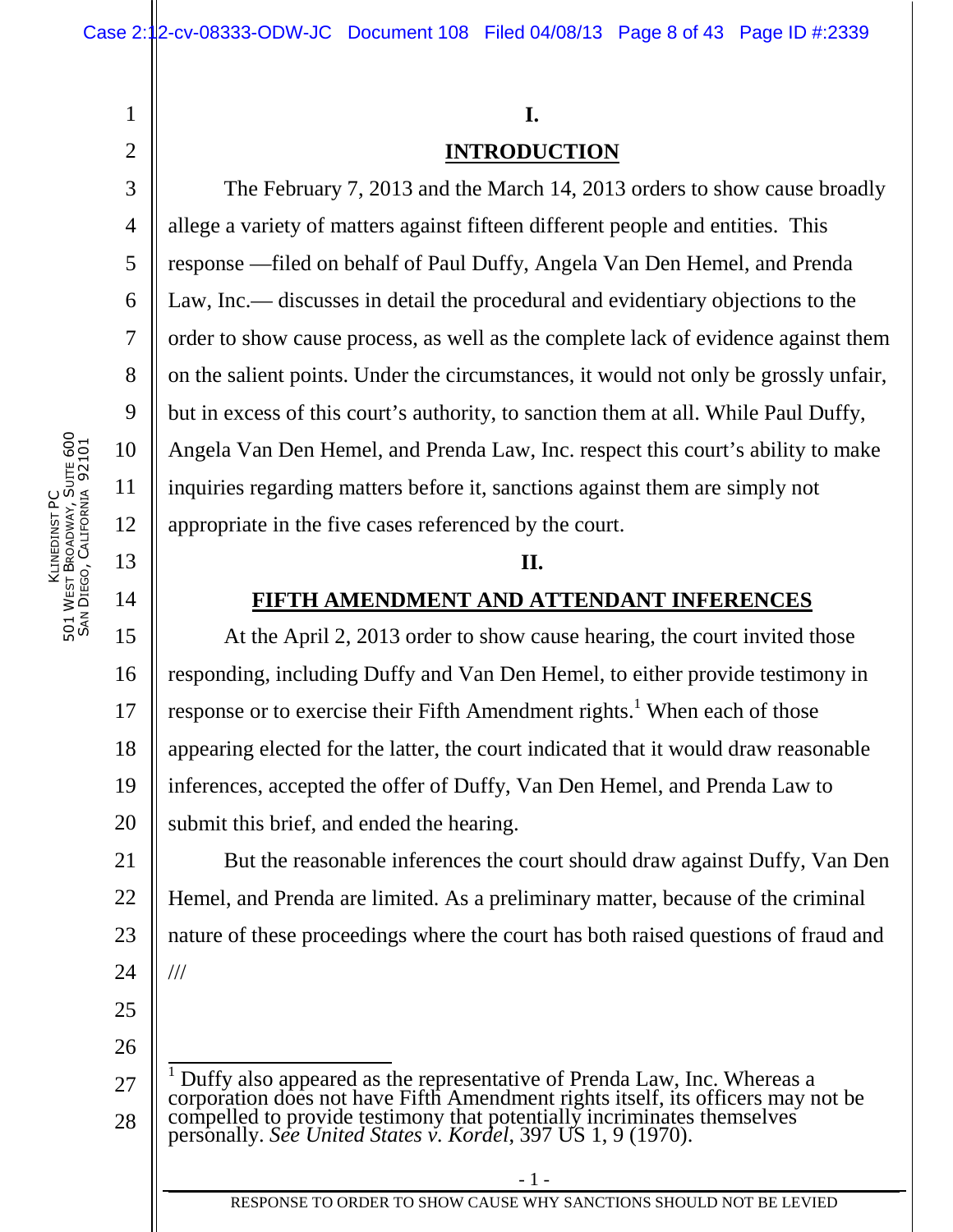## I.

## INTRODUCTION

The February 7, 2013 and the March 14, 2013 orders to show cause broadly allege a variety of matters against fifteen different people and entities. This response —filed on behalf of Paul Duffy, Angela Van Den Hemel, and Prenda Law, Inc.— discusses in detail the procedural and evidentiary objections to the order to show cause process, as well as the complete lack of evidence against them on the salient points. Under the circumstances, it would not only be grossly unfair, but in excess of this court's authority, to sanction them at all. While Paul Duffy, Angela Van Den Hemel, and Prenda Law, Inc. respect this court's ability to make inquiries regarding matters before it, sanctions against them are simply not appropriate in the five cases referenced by the court.

## II.

## FIFTH AMENDMENT AND ATTENDANT INFERENCES

At the April 2, 2013 order to show cause hearing, the court invited those responding, including Duffy and Van Den Hemel, to either provide testimony in response or to exercise their Fifth Amendment rights.[1] When each of those appearing elected for the latter, the court indicated that it would draw reasonable inferences, accepted the offer of Duffy, Van Den Hemel, and Prenda Law to submit this brief, and ended the hearing.

But the reasonable inferences the court should draw against Duffy, Van Den Hemel, and Prenda are limited. As a preliminary matter, because of the criminal nature of these proceedings where the court has both raised questions of fraud and

///

[1] Duffy also appeared as the representative of Prenda Law, Inc. Whereas a corporation does not have Fifth Amendment rights itself, its officers may not be compelled to provide testimony that potentially incriminates themselves personally. *See United States v. Kordel*, 397 US 1, 9 (1970).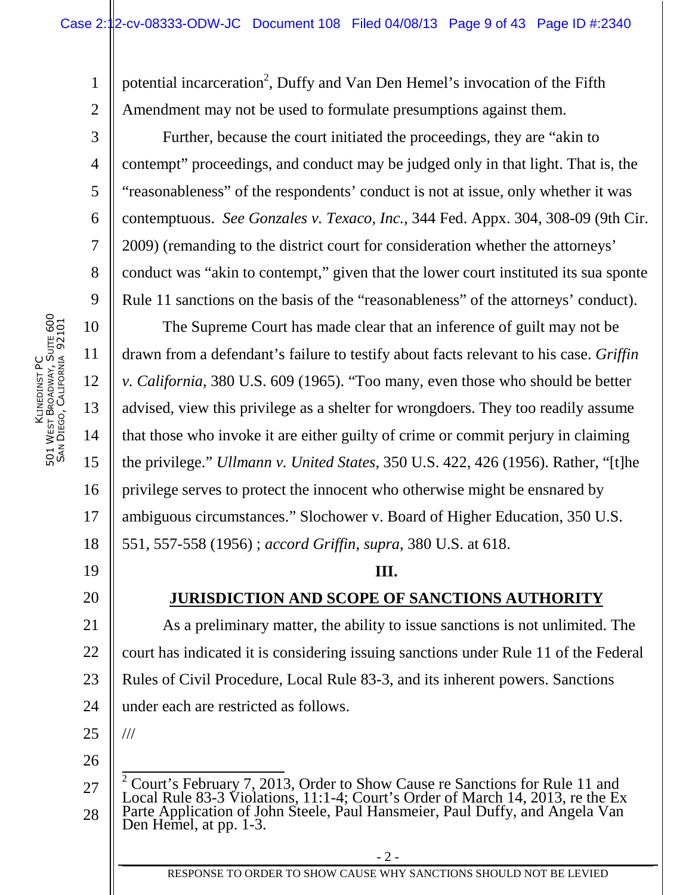potential incarceration[2], Duffy and Van Den Hemel's invocation of the Fifth Amendment may not be used to formulate presumptions against them.

Further, because the court initiated the proceedings, they are "akin to contempt" proceedings, and conduct may be judged only in that light. That is, the "reasonableness" of the respondents' conduct is not at issue, only whether it was contemptuous. *See Gonzales v. Texaco, Inc.*, 344 Fed. Appx. 304, 308-09 (9th Cir. 2009) (remanding to the district court for consideration whether the attorneys' conduct was "akin to contempt," given that the lower court instituted its sua sponte Rule 11 sanctions on the basis of the "reasonableness" of the attorneys' conduct).

The Supreme Court has made clear that an inference of guilt may not be drawn from a defendant's failure to testify about facts relevant to his case. *Griffin v. California*, 380 U.S. 609 (1965). "Too many, even those who should be better advised, view this privilege as a shelter for wrongdoers. They too readily assume that those who invoke it are either guilty of crime or commit perjury in claiming the privilege." *Ullmann v. United States*, 350 U.S. 422, 426 (1956). Rather, "[t]he privilege serves to protect the innocent who otherwise might be ensnared by ambiguous circumstances." Slochower v. Board of Higher Education, 350 U.S. 551, 557-558 (1956) ; *accord Griffin, supra*, 380 U.S. at 618.

## III.

## JURISDICTION AND SCOPE OF SANCTIONS AUTHORITY

As a preliminary matter, the ability to issue sanctions is not unlimited. The court has indicated it is considering issuing sanctions under Rule 11 of the Federal Rules of Civil Procedure, Local Rule 83-3, and its inherent powers. Sanctions under each are restricted as follows.

///

---

[2] Court's February 7, 2013, Order to Show Cause re Sanctions for Rule 11 and Local Rule 83-3 Violations, 11:1-4; Court's Order of March 14, 2013, re the Ex Parte Application of John Steele, Paul Hansmeier, Paul Duffy, and Angela Van Den Hemel, at pp. 1-3.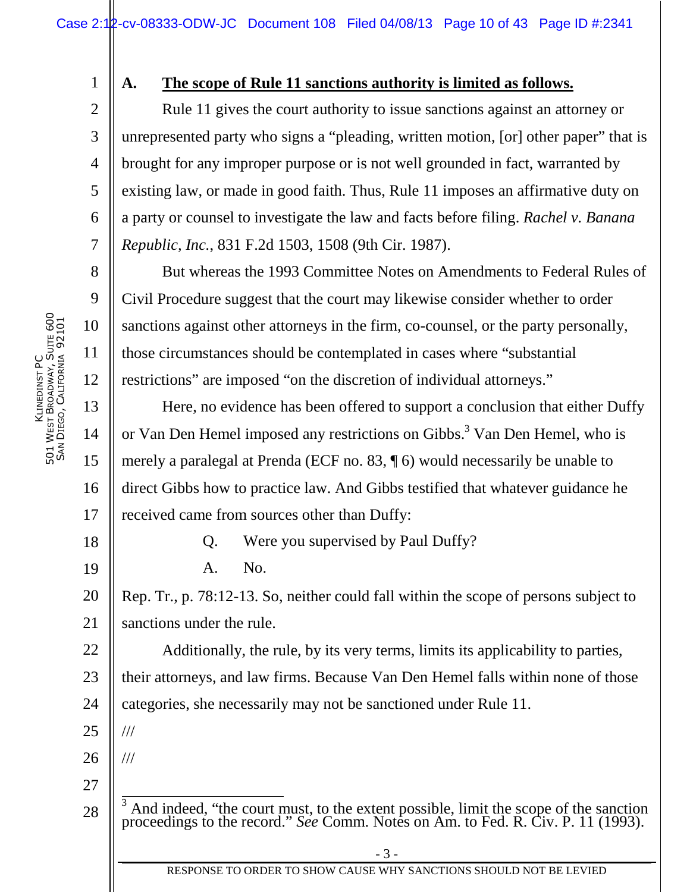**A. The scope of Rule 11 sanctions authority is limited as follows.**

Rule 11 gives the court authority to issue sanctions against an attorney or unrepresented party who signs a "pleading, written motion, [or] other paper" that is brought for any improper purpose or is not well grounded in fact, warranted by existing law, or made in good faith. Thus, Rule 11 imposes an affirmative duty on a party or counsel to investigate the law and facts before filing. *Rachel v. Banana Republic, Inc.*, 831 F.2d 1503, 1508 (9th Cir. 1987).

But whereas the 1993 Committee Notes on Amendments to Federal Rules of Civil Procedure suggest that the court may likewise consider whether to order sanctions against other attorneys in the firm, co-counsel, or the party personally, those circumstances should be contemplated in cases where "substantial restrictions" are imposed "on the discretion of individual attorneys."

Here, no evidence has been offered to support a conclusion that either Duffy or Van Den Hemel imposed any restrictions on Gibbs.[3] Van Den Hemel, who is merely a paralegal at Prenda (ECF no. 83, ¶ 6) would necessarily be unable to direct Gibbs how to practice law. And Gibbs testified that whatever guidance he received came from sources other than Duffy:

> Q. Were you supervised by Paul Duffy?
>
> A. No.

Rep. Tr., p. 78:12-13. So, neither could fall within the scope of persons subject to sanctions under the rule.

Additionally, the rule, by its very terms, limits its applicability to parties, their attorneys, and law firms. Because Van Den Hemel falls within none of those categories, she necessarily may not be sanctioned under Rule 11.

///

///

---

[3] And indeed, "the court must, to the extent possible, limit the scope of the sanction proceedings to the record." *See* Comm. Notes on Am. to Fed. R. Civ. P. 11 (1993).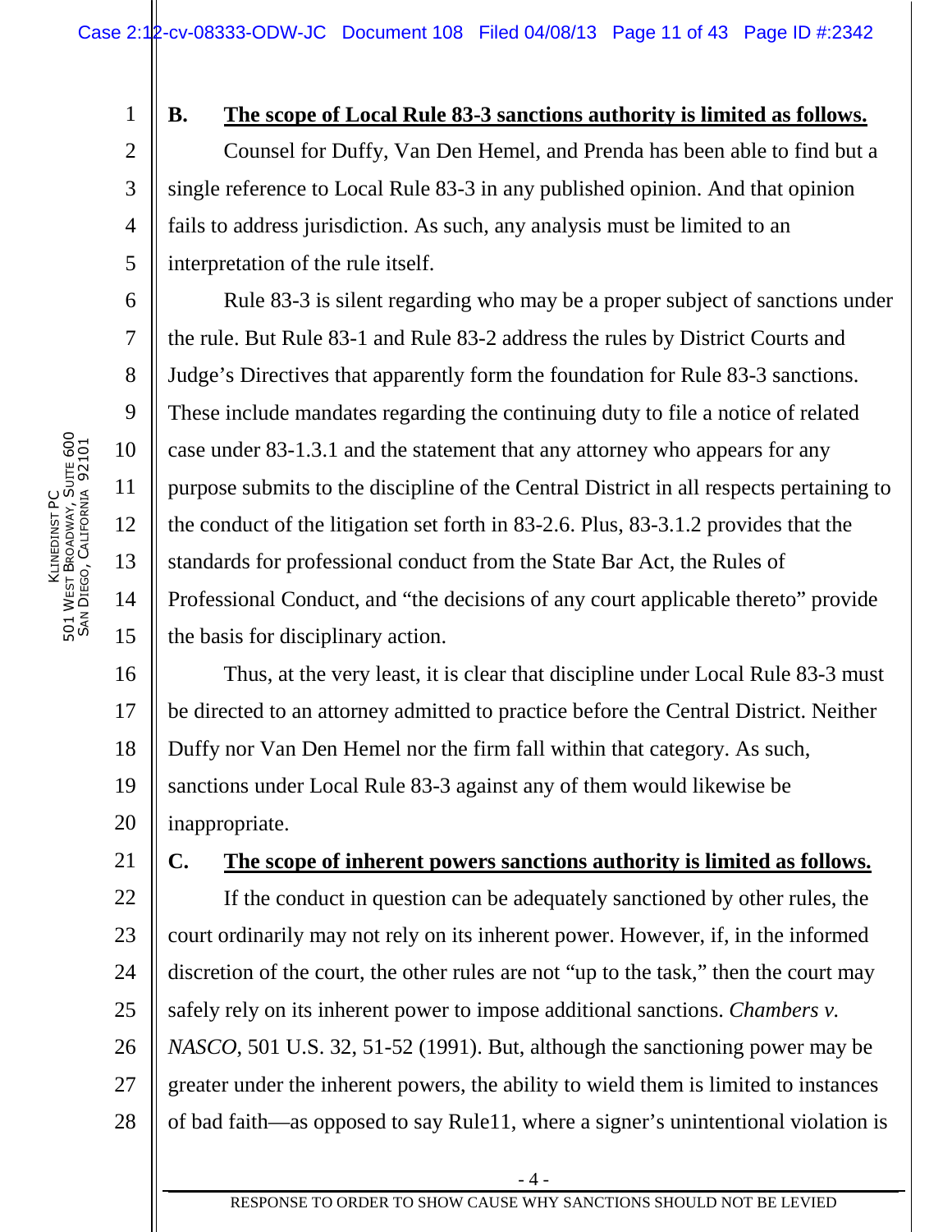**B. The scope of Local Rule 83-3 sanctions authority is limited as follows.**

Counsel for Duffy, Van Den Hemel, and Prenda has been able to find but a single reference to Local Rule 83-3 in any published opinion. And that opinion fails to address jurisdiction. As such, any analysis must be limited to an interpretation of the rule itself.

Rule 83-3 is silent regarding who may be a proper subject of sanctions under the rule. But Rule 83-1 and Rule 83-2 address the rules by District Courts and Judge's Directives that apparently form the foundation for Rule 83-3 sanctions. These include mandates regarding the continuing duty to file a notice of related case under 83-1.3.1 and the statement that any attorney who appears for any purpose submits to the discipline of the Central District in all respects pertaining to the conduct of the litigation set forth in 83-2.6. Plus, 83-3.1.2 provides that the standards for professional conduct from the State Bar Act, the Rules of Professional Conduct, and "the decisions of any court applicable thereto" provide the basis for disciplinary action.

Thus, at the very least, it is clear that discipline under Local Rule 83-3 must be directed to an attorney admitted to practice before the Central District. Neither Duffy nor Van Den Hemel nor the firm fall within that category. As such, sanctions under Local Rule 83-3 against any of them would likewise be inappropriate.

**C. The scope of inherent powers sanctions authority is limited as follows.**

If the conduct in question can be adequately sanctioned by other rules, the court ordinarily may not rely on its inherent power. However, if, in the informed discretion of the court, the other rules are not "up to the task," then the court may safely rely on its inherent power to impose additional sanctions. *Chambers v. NASCO*, 501 U.S. 32, 51-52 (1991). But, although the sanctioning power may be greater under the inherent powers, the ability to wield them is limited to instances of bad faith—as opposed to say Rule11, where a signer's unintentional violation is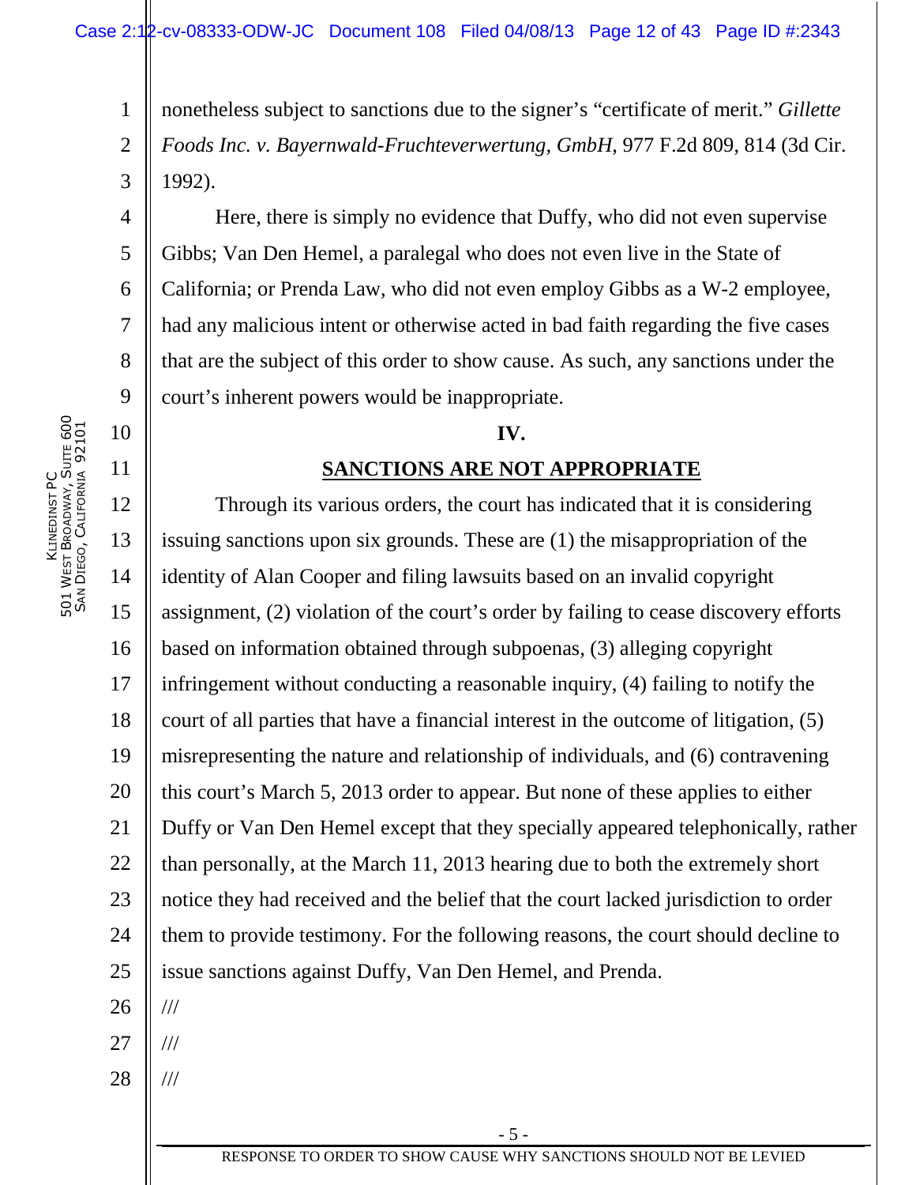nonetheless subject to sanctions due to the signer's "certificate of merit." *Gillette Foods Inc. v. Bayernwald-Fruchteverwertung, GmbH*, 977 F.2d 809, 814 (3d Cir. 1992).

Here, there is simply no evidence that Duffy, who did not even supervise Gibbs; Van Den Hemel, a paralegal who does not even live in the State of California; or Prenda Law, who did not even employ Gibbs as a W-2 employee, had any malicious intent or otherwise acted in bad faith regarding the five cases that are the subject of this order to show cause. As such, any sanctions under the court's inherent powers would be inappropriate.

## IV.

## SANCTIONS ARE NOT APPROPRIATE

Through its various orders, the court has indicated that it is considering issuing sanctions upon six grounds. These are (1) the misappropriation of the identity of Alan Cooper and filing lawsuits based on an invalid copyright assignment, (2) violation of the court's order by failing to cease discovery efforts based on information obtained through subpoenas, (3) alleging copyright infringement without conducting a reasonable inquiry, (4) failing to notify the court of all parties that have a financial interest in the outcome of litigation, (5) misrepresenting the nature and relationship of individuals, and (6) contravening this court's March 5, 2013 order to appear. But none of these applies to either Duffy or Van Den Hemel except that they specially appeared telephonically, rather than personally, at the March 11, 2013 hearing due to both the extremely short notice they had received and the belief that the court lacked jurisdiction to order them to provide testimony. For the following reasons, the court should decline to issue sanctions against Duffy, Van Den Hemel, and Prenda.

///

///

///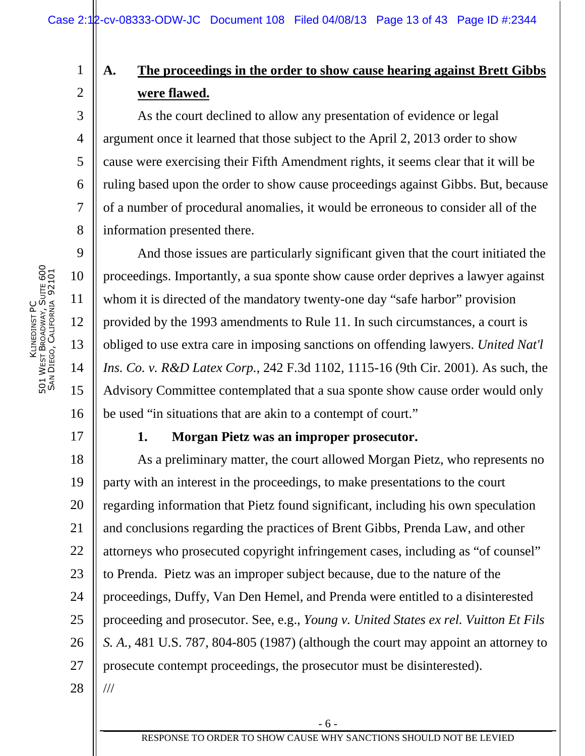## A. The proceedings in the order to show cause hearing against Brett Gibbs were flawed.

As the court declined to allow any presentation of evidence or legal argument once it learned that those subject to the April 2, 2013 order to show cause were exercising their Fifth Amendment rights, it seems clear that it will be ruling based upon the order to show cause proceedings against Gibbs. But, because of a number of procedural anomalies, it would be erroneous to consider all of the information presented there.

And those issues are particularly significant given that the court initiated the proceedings. Importantly, a sua sponte show cause order deprives a lawyer against whom it is directed of the mandatory twenty-one day "safe harbor" provision provided by the 1993 amendments to Rule 11. In such circumstances, a court is obliged to use extra care in imposing sanctions on offending lawyers. *United Nat'l Ins. Co. v. R&D Latex Corp.*, 242 F.3d 1102, 1115-16 (9th Cir. 2001). As such, the Advisory Committee contemplated that a sua sponte show cause order would only be used "in situations that are akin to a contempt of court."

### 1. Morgan Pietz was an improper prosecutor.

As a preliminary matter, the court allowed Morgan Pietz, who represents no party with an interest in the proceedings, to make presentations to the court regarding information that Pietz found significant, including his own speculation and conclusions regarding the practices of Brent Gibbs, Prenda Law, and other attorneys who prosecuted copyright infringement cases, including as "of counsel" to Prenda. Pietz was an improper subject because, due to the nature of the proceedings, Duffy, Van Den Hemel, and Prenda were entitled to a disinterested proceeding and prosecutor. See, e.g., *Young v. United States ex rel. Vuitton Et Fils S. A.*, 481 U.S. 787, 804-805 (1987) (although the court may appoint an attorney to prosecute contempt proceedings, the prosecutor must be disinterested).

///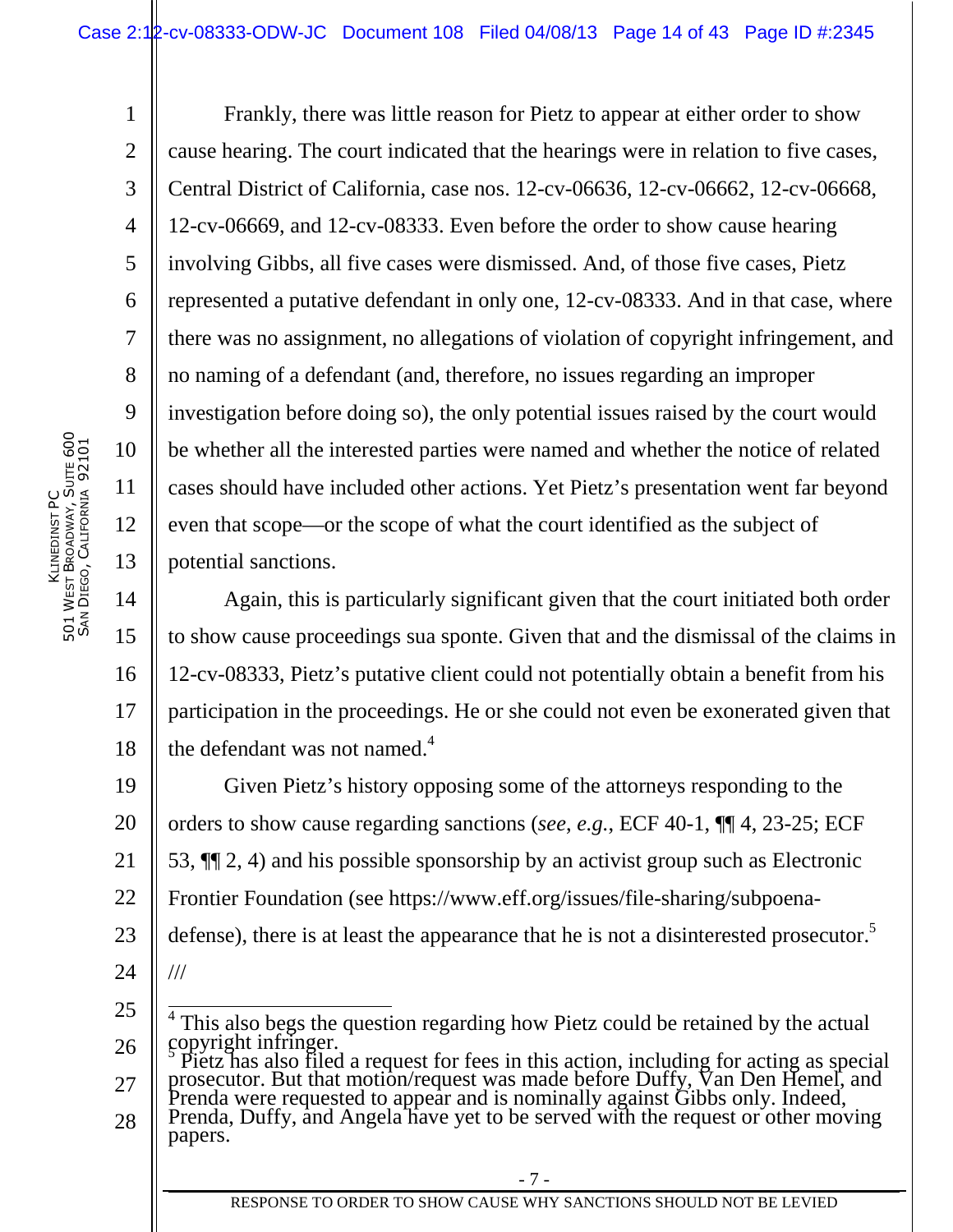Frankly, there was little reason for Pietz to appear at either order to show cause hearing. The court indicated that the hearings were in relation to five cases, Central District of California, case nos. 12-cv-06636, 12-cv-06662, 12-cv-06668, 12-cv-06669, and 12-cv-08333. Even before the order to show cause hearing involving Gibbs, all five cases were dismissed. And, of those five cases, Pietz represented a putative defendant in only one, 12-cv-08333. And in that case, where there was no assignment, no allegations of violation of copyright infringement, and no naming of a defendant (and, therefore, no issues regarding an improper investigation before doing so), the only potential issues raised by the court would be whether all the interested parties were named and whether the notice of related cases should have included other actions. Yet Pietz's presentation went far beyond even that scope—or the scope of what the court identified as the subject of potential sanctions.

Again, this is particularly significant given that the court initiated both order to show cause proceedings sua sponte. Given that and the dismissal of the claims in 12-cv-08333, Pietz's putative client could not potentially obtain a benefit from his participation in the proceedings. He or she could not even be exonerated given that the defendant was not named.[4]

Given Pietz's history opposing some of the attorneys responding to the orders to show cause regarding sanctions (*see, e.g.*, ECF 40-1, ¶¶ 4, 23-25; ECF 53, ¶¶ 2, 4) and his possible sponsorship by an activist group such as Electronic Frontier Foundation (see https://www.eff.org/issues/file-sharing/subpoena-defense), there is at least the appearance that he is not a disinterested prosecutor.[5]

///

---

[4] This also begs the question regarding how Pietz could be retained by the actual copyright infringer.

[5] Pietz has also filed a request for fees in this action, including for acting as special prosecutor. But that motion/request was made before Duffy, Van Den Hemel, and Prenda were requested to appear and is nominally against Gibbs only. Indeed, Prenda, Duffy, and Angela have yet to be served with the request or other moving papers.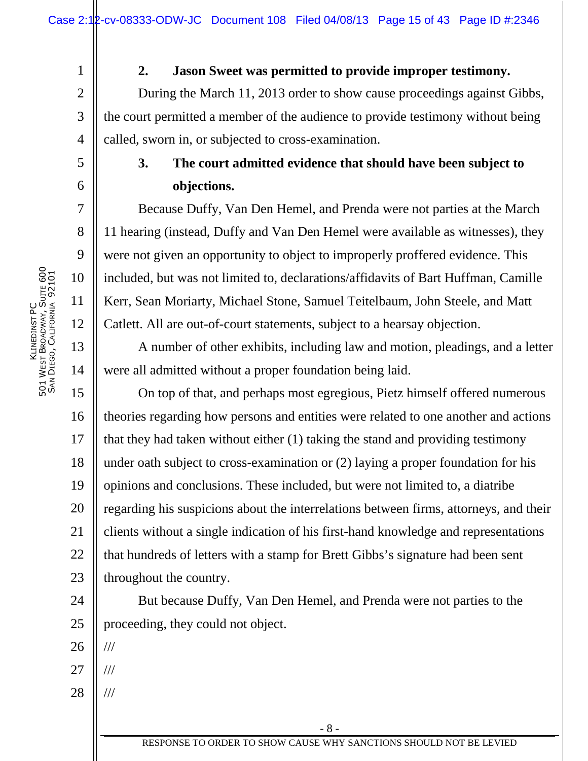**2. Jason Sweet was permitted to provide improper testimony.**

During the March 11, 2013 order to show cause proceedings against Gibbs, the court permitted a member of the audience to provide testimony without being called, sworn in, or subjected to cross-examination.

**3. The court admitted evidence that should have been subject to objections.**

Because Duffy, Van Den Hemel, and Prenda were not parties at the March 11 hearing (instead, Duffy and Van Den Hemel were available as witnesses), they were not given an opportunity to object to improperly proffered evidence. This included, but was not limited to, declarations/affidavits of Bart Huffman, Camille Kerr, Sean Moriarty, Michael Stone, Samuel Teitelbaum, John Steele, and Matt Catlett. All are out-of-court statements, subject to a hearsay objection.

A number of other exhibits, including law and motion, pleadings, and a letter were all admitted without a proper foundation being laid.

On top of that, and perhaps most egregious, Pietz himself offered numerous theories regarding how persons and entities were related to one another and actions that they had taken without either (1) taking the stand and providing testimony under oath subject to cross-examination or (2) laying a proper foundation for his opinions and conclusions. These included, but were not limited to, a diatribe regarding his suspicions about the interrelations between firms, attorneys, and their clients without a single indication of his first-hand knowledge and representations that hundreds of letters with a stamp for Brett Gibbs's signature had been sent throughout the country.

But because Duffy, Van Den Hemel, and Prenda were not parties to the proceeding, they could not object.

///

///

///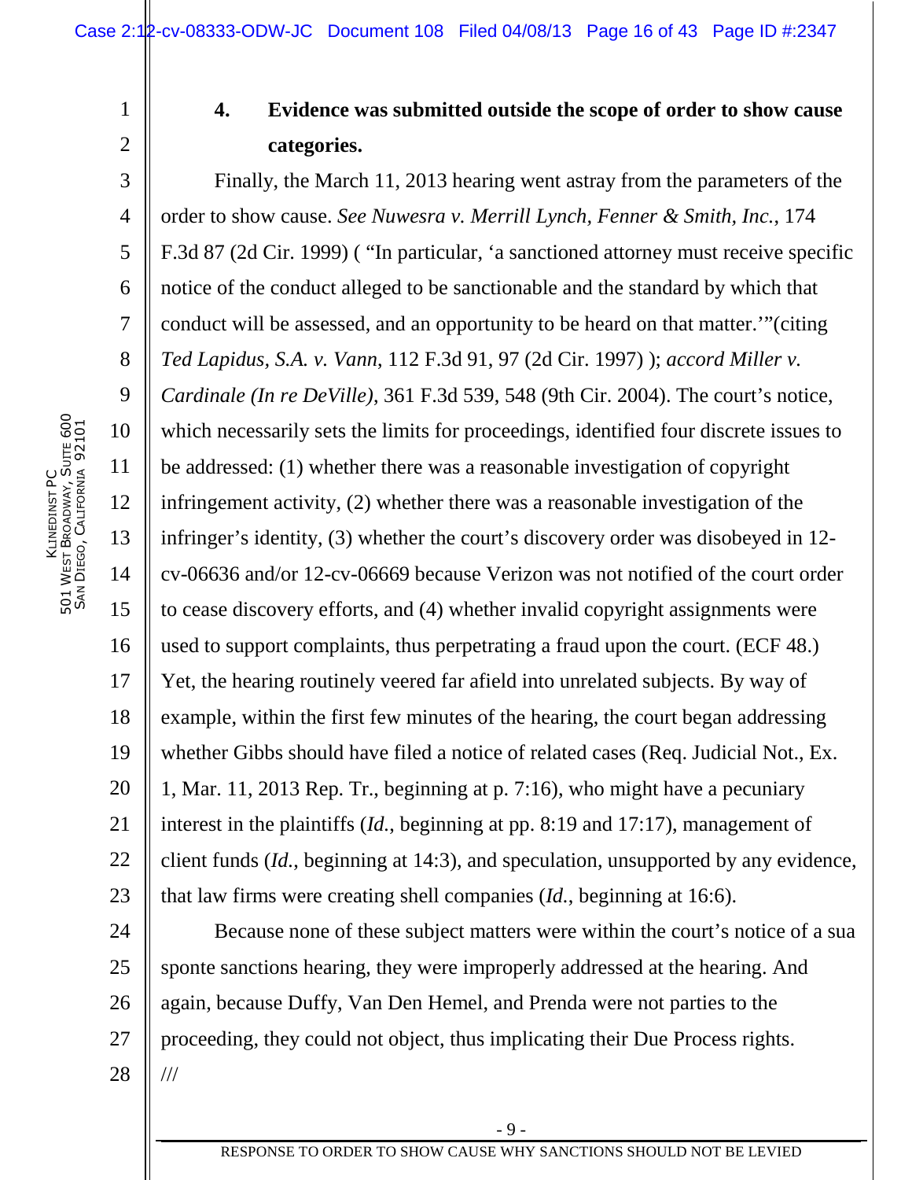### 4. Evidence was submitted outside the scope of order to show cause categories.

Finally, the March 11, 2013 hearing went astray from the parameters of the order to show cause. *See Nuwesra v. Merrill Lynch, Fenner & Smith, Inc.*, 174 F.3d 87 (2d Cir. 1999) ( "In particular, 'a sanctioned attorney must receive specific notice of the conduct alleged to be sanctionable and the standard by which that conduct will be assessed, and an opportunity to be heard on that matter.'"(citing *Ted Lapidus, S.A. v. Vann*, 112 F.3d 91, 97 (2d Cir. 1997) ); *accord Miller v. Cardinale (In re DeVille)*, 361 F.3d 539, 548 (9th Cir. 2004). The court's notice, which necessarily sets the limits for proceedings, identified four discrete issues to be addressed: (1) whether there was a reasonable investigation of copyright infringement activity, (2) whether there was a reasonable investigation of the infringer's identity, (3) whether the court's discovery order was disobeyed in 12-cv-06636 and/or 12-cv-06669 because Verizon was not notified of the court order to cease discovery efforts, and (4) whether invalid copyright assignments were used to support complaints, thus perpetrating a fraud upon the court. (ECF 48.) Yet, the hearing routinely veered far afield into unrelated subjects. By way of example, within the first few minutes of the hearing, the court began addressing whether Gibbs should have filed a notice of related cases (Req. Judicial Not., Ex. 1, Mar. 11, 2013 Rep. Tr., beginning at p. 7:16), who might have a pecuniary interest in the plaintiffs (*Id.*, beginning at pp. 8:19 and 17:17), management of client funds (*Id.*, beginning at 14:3), and speculation, unsupported by any evidence, that law firms were creating shell companies (*Id.*, beginning at 16:6).

Because none of these subject matters were within the court's notice of a sua sponte sanctions hearing, they were improperly addressed at the hearing. And again, because Duffy, Van Den Hemel, and Prenda were not parties to the proceeding, they could not object, thus implicating their Due Process rights.

///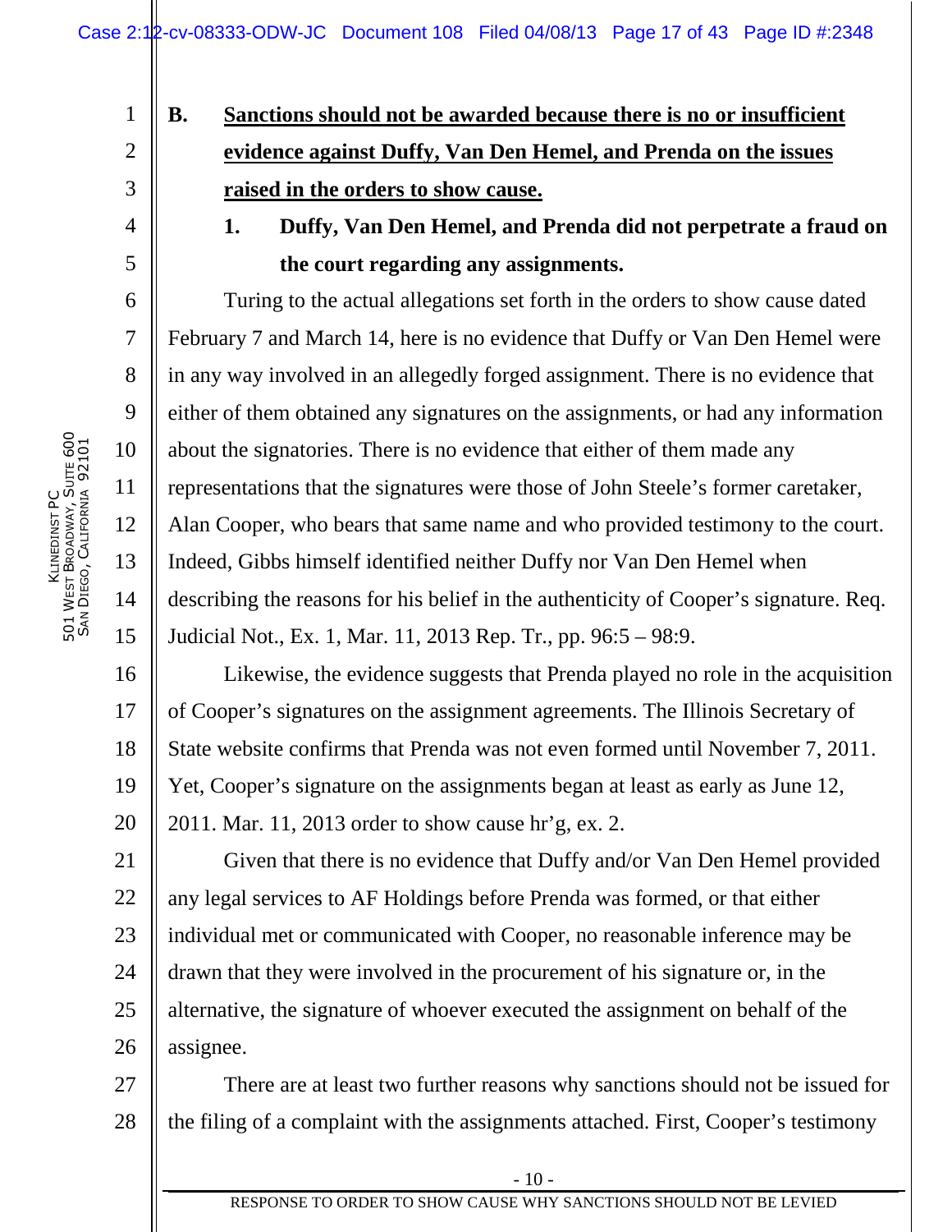**B. Sanctions should not be awarded because there is no or insufficient evidence against Duffy, Van Den Hemel, and Prenda on the issues raised in the orders to show cause.**

**1. Duffy, Van Den Hemel, and Prenda did not perpetrate a fraud on the court regarding any assignments.**

Turing to the actual allegations set forth in the orders to show cause dated February 7 and March 14, here is no evidence that Duffy or Van Den Hemel were in any way involved in an allegedly forged assignment. There is no evidence that either of them obtained any signatures on the assignments, or had any information about the signatories. There is no evidence that either of them made any representations that the signatures were those of John Steele's former caretaker, Alan Cooper, who bears that same name and who provided testimony to the court. Indeed, Gibbs himself identified neither Duffy nor Van Den Hemel when describing the reasons for his belief in the authenticity of Cooper's signature. Req. Judicial Not., Ex. 1, Mar. 11, 2013 Rep. Tr., pp. 96:5 – 98:9.

Likewise, the evidence suggests that Prenda played no role in the acquisition of Cooper's signatures on the assignment agreements. The Illinois Secretary of State website confirms that Prenda was not even formed until November 7, 2011. Yet, Cooper's signature on the assignments began at least as early as June 12, 2011. Mar. 11, 2013 order to show cause hr'g, ex. 2.

Given that there is no evidence that Duffy and/or Van Den Hemel provided any legal services to AF Holdings before Prenda was formed, or that either individual met or communicated with Cooper, no reasonable inference may be drawn that they were involved in the procurement of his signature or, in the alternative, the signature of whoever executed the assignment on behalf of the assignee.

There are at least two further reasons why sanctions should not be issued for the filing of a complaint with the assignments attached. First, Cooper's testimony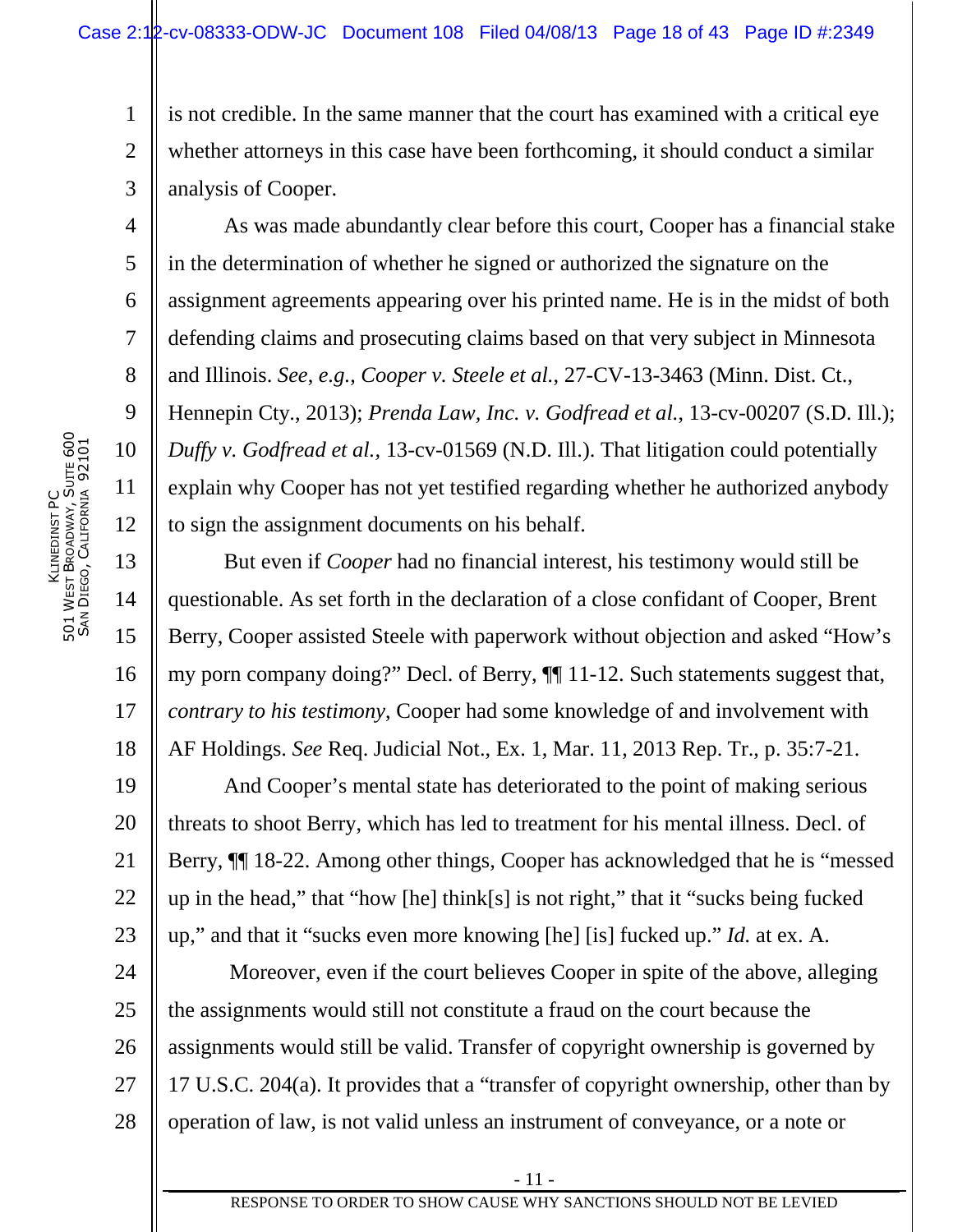is not credible. In the same manner that the court has examined with a critical eye whether attorneys in this case have been forthcoming, it should conduct a similar analysis of Cooper.

As was made abundantly clear before this court, Cooper has a financial stake in the determination of whether he signed or authorized the signature on the assignment agreements appearing over his printed name. He is in the midst of both defending claims and prosecuting claims based on that very subject in Minnesota and Illinois. *See, e.g.*, *Cooper v. Steele et al.*, 27-CV-13-3463 (Minn. Dist. Ct., Hennepin Cty., 2013); *Prenda Law, Inc. v. Godfread et al.*, 13-cv-00207 (S.D. Ill.); *Duffy v. Godfread et al.*, 13-cv-01569 (N.D. Ill.). That litigation could potentially explain why Cooper has not yet testified regarding whether he authorized anybody to sign the assignment documents on his behalf.

But even if *Cooper* had no financial interest, his testimony would still be questionable. As set forth in the declaration of a close confidant of Cooper, Brent Berry, Cooper assisted Steele with paperwork without objection and asked "How's my porn company doing?" Decl. of Berry, ¶¶ 11-12. Such statements suggest that, *contrary to his testimony*, Cooper had some knowledge of and involvement with AF Holdings. *See* Req. Judicial Not., Ex. 1, Mar. 11, 2013 Rep. Tr., p. 35:7-21.

And Cooper's mental state has deteriorated to the point of making serious threats to shoot Berry, which has led to treatment for his mental illness. Decl. of Berry, ¶¶ 18-22. Among other things, Cooper has acknowledged that he is "messed up in the head," that "how [he] think[s] is not right," that it "sucks being fucked up," and that it "sucks even more knowing [he] [is] fucked up." *Id.* at ex. A.

Moreover, even if the court believes Cooper in spite of the above, alleging the assignments would still not constitute a fraud on the court because the assignments would still be valid. Transfer of copyright ownership is governed by 17 U.S.C. 204(a). It provides that a "transfer of copyright ownership, other than by operation of law, is not valid unless an instrument of conveyance, or a note or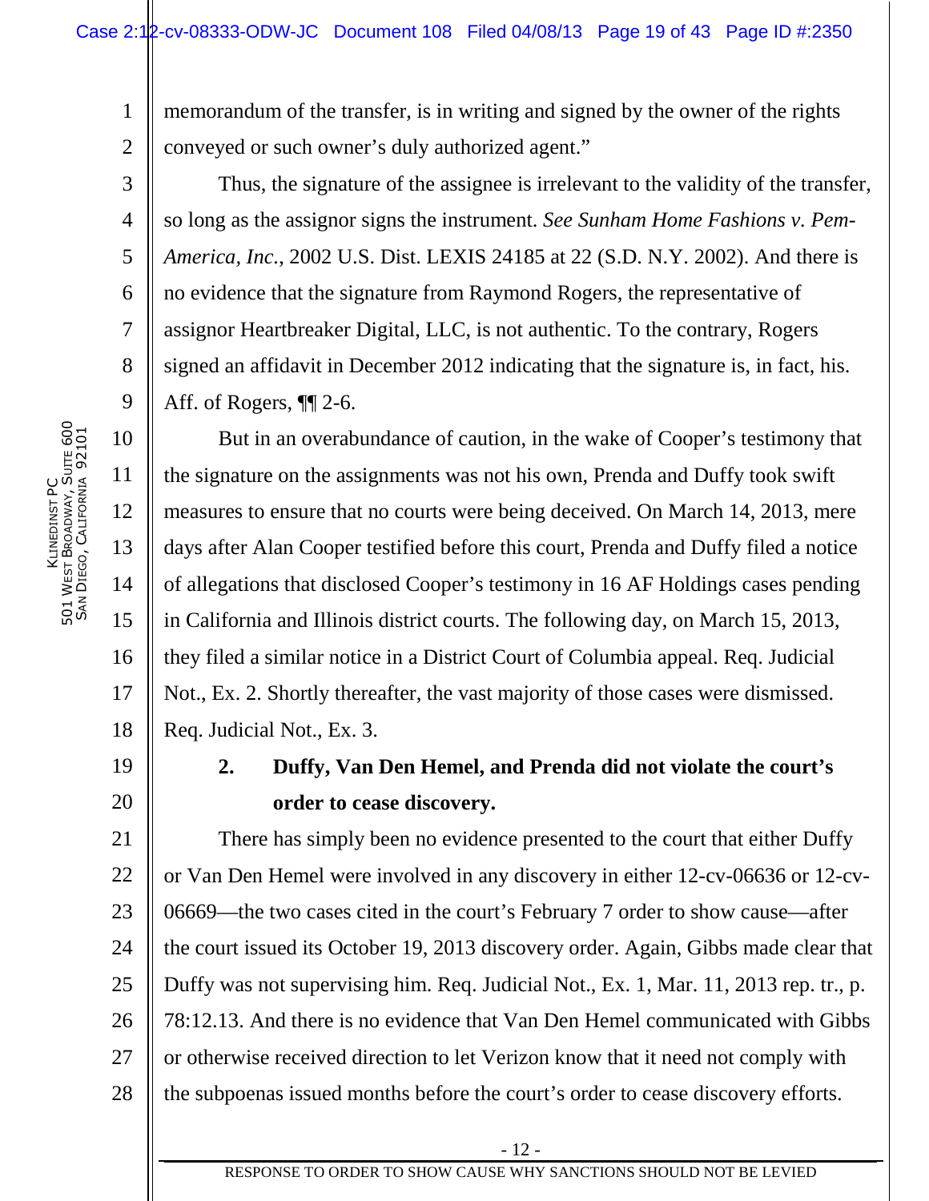memorandum of the transfer, is in writing and signed by the owner of the rights conveyed or such owner's duly authorized agent."

Thus, the signature of the assignee is irrelevant to the validity of the transfer, so long as the assignor signs the instrument. *See Sunham Home Fashions v. Pem-America, Inc.*, 2002 U.S. Dist. LEXIS 24185 at 22 (S.D. N.Y. 2002). And there is no evidence that the signature from Raymond Rogers, the representative of assignor Heartbreaker Digital, LLC, is not authentic. To the contrary, Rogers signed an affidavit in December 2012 indicating that the signature is, in fact, his. Aff. of Rogers, ¶¶ 2-6.

But in an overabundance of caution, in the wake of Cooper's testimony that the signature on the assignments was not his own, Prenda and Duffy took swift measures to ensure that no courts were being deceived. On March 14, 2013, mere days after Alan Cooper testified before this court, Prenda and Duffy filed a notice of allegations that disclosed Cooper's testimony in 16 AF Holdings cases pending in California and Illinois district courts. The following day, on March 15, 2013, they filed a similar notice in a District Court of Columbia appeal. Req. Judicial Not., Ex. 2. Shortly thereafter, the vast majority of those cases were dismissed. Req. Judicial Not., Ex. 3.

**2. Duffy, Van Den Hemel, and Prenda did not violate the court's order to cease discovery.**

There has simply been no evidence presented to the court that either Duffy or Van Den Hemel were involved in any discovery in either 12-cv-06636 or 12-cv-06669—the two cases cited in the court's February 7 order to show cause—after the court issued its October 19, 2013 discovery order. Again, Gibbs made clear that Duffy was not supervising him. Req. Judicial Not., Ex. 1, Mar. 11, 2013 rep. tr., p. 78:12.13. And there is no evidence that Van Den Hemel communicated with Gibbs or otherwise received direction to let Verizon know that it need not comply with the subpoenas issued months before the court's order to cease discovery efforts.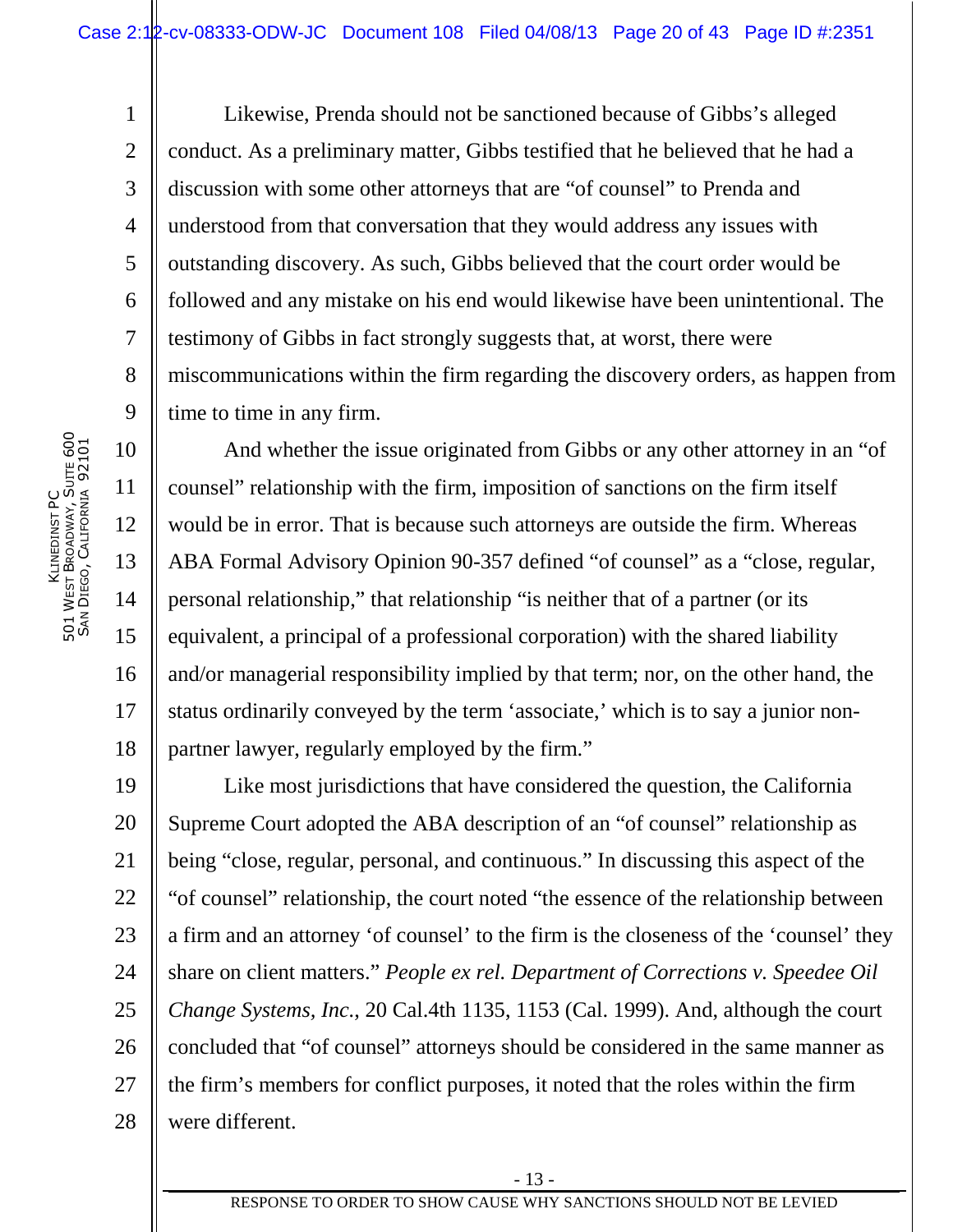Likewise, Prenda should not be sanctioned because of Gibbs's alleged conduct. As a preliminary matter, Gibbs testified that he believed that he had a discussion with some other attorneys that are "of counsel" to Prenda and understood from that conversation that they would address any issues with outstanding discovery. As such, Gibbs believed that the court order would be followed and any mistake on his end would likewise have been unintentional. The testimony of Gibbs in fact strongly suggests that, at worst, there were miscommunications within the firm regarding the discovery orders, as happen from time to time in any firm.

And whether the issue originated from Gibbs or any other attorney in an "of counsel" relationship with the firm, imposition of sanctions on the firm itself would be in error. That is because such attorneys are outside the firm. Whereas ABA Formal Advisory Opinion 90-357 defined "of counsel" as a "close, regular, personal relationship," that relationship "is neither that of a partner (or its equivalent, a principal of a professional corporation) with the shared liability and/or managerial responsibility implied by that term; nor, on the other hand, the status ordinarily conveyed by the term 'associate,' which is to say a junior non-partner lawyer, regularly employed by the firm."

Like most jurisdictions that have considered the question, the California Supreme Court adopted the ABA description of an "of counsel" relationship as being "close, regular, personal, and continuous." In discussing this aspect of the "of counsel" relationship, the court noted "the essence of the relationship between a firm and an attorney 'of counsel' to the firm is the closeness of the 'counsel' they share on client matters." *People ex rel. Department of Corrections v. Speedee Oil Change Systems, Inc.*, 20 Cal.4th 1135, 1153 (Cal. 1999). And, although the court concluded that "of counsel" attorneys should be considered in the same manner as the firm's members for conflict purposes, it noted that the roles within the firm were different.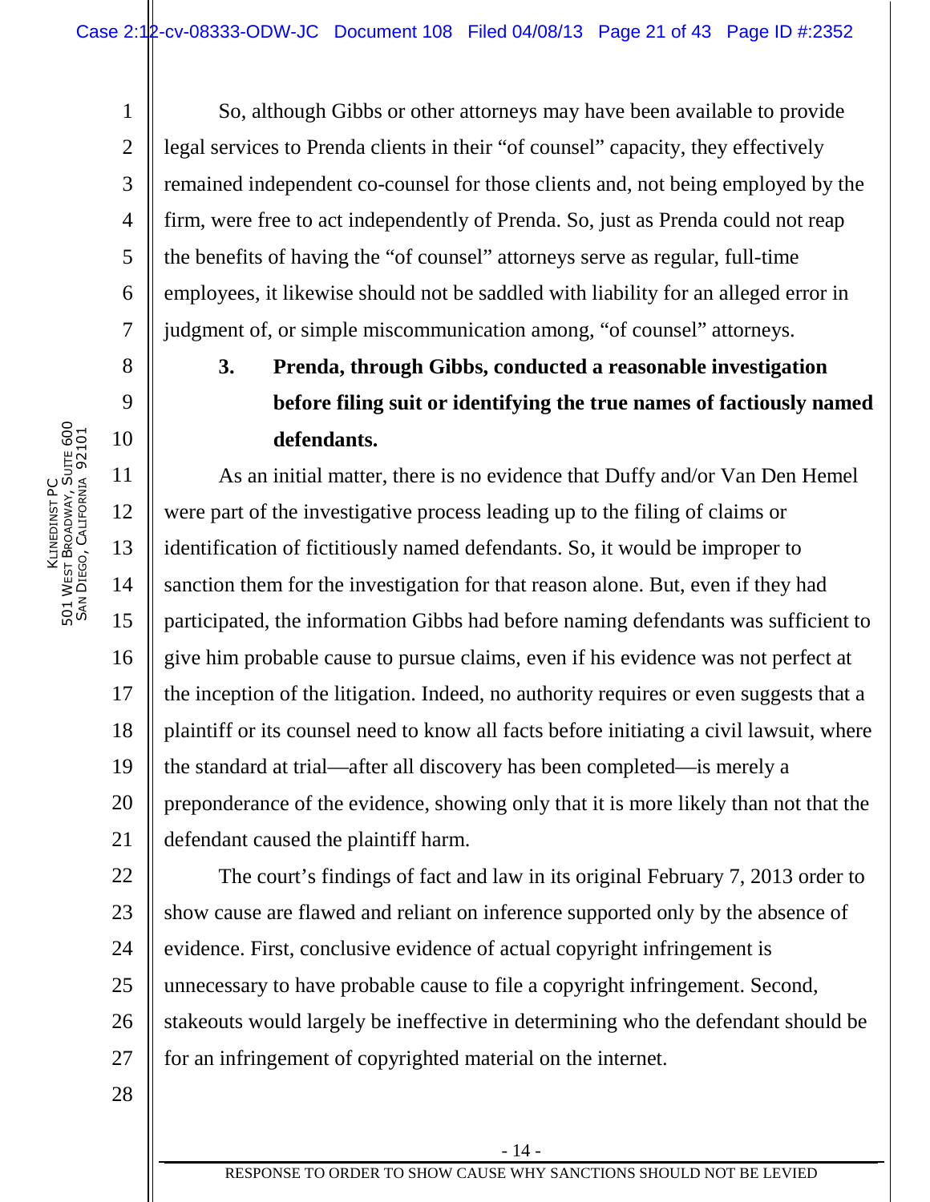So, although Gibbs or other attorneys may have been available to provide legal services to Prenda clients in their "of counsel" capacity, they effectively remained independent co-counsel for those clients and, not being employed by the firm, were free to act independently of Prenda. So, just as Prenda could not reap the benefits of having the "of counsel" attorneys serve as regular, full-time employees, it likewise should not be saddled with liability for an alleged error in judgment of, or simple miscommunication among, "of counsel" attorneys.

### 3. Prenda, through Gibbs, conducted a reasonable investigation before filing suit or identifying the true names of factiously named defendants.

As an initial matter, there is no evidence that Duffy and/or Van Den Hemel were part of the investigative process leading up to the filing of claims or identification of fictitiously named defendants. So, it would be improper to sanction them for the investigation for that reason alone. But, even if they had participated, the information Gibbs had before naming defendants was sufficient to give him probable cause to pursue claims, even if his evidence was not perfect at the inception of the litigation. Indeed, no authority requires or even suggests that a plaintiff or its counsel need to know all facts before initiating a civil lawsuit, where the standard at trial—after all discovery has been completed—is merely a preponderance of the evidence, showing only that it is more likely than not that the defendant caused the plaintiff harm.

The court's findings of fact and law in its original February 7, 2013 order to show cause are flawed and reliant on inference supported only by the absence of evidence. First, conclusive evidence of actual copyright infringement is unnecessary to have probable cause to file a copyright infringement. Second, stakeouts would largely be ineffective in determining who the defendant should be for an infringement of copyrighted material on the internet.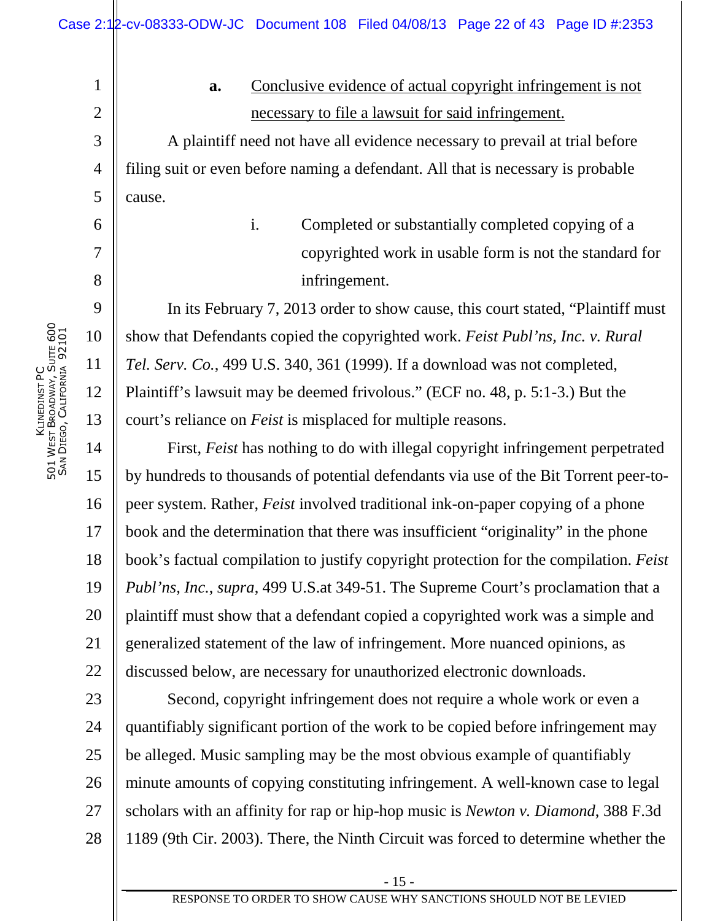**a.** Conclusive evidence of actual copyright infringement is not necessary to file a lawsuit for said infringement.

A plaintiff need not have all evidence necessary to prevail at trial before filing suit or even before naming a defendant. All that is necessary is probable cause.

i. Completed or substantially completed copying of a copyrighted work in usable form is not the standard for infringement.

In its February 7, 2013 order to show cause, this court stated, "Plaintiff must show that Defendants copied the copyrighted work. *Feist Publ'ns, Inc. v. Rural Tel. Serv. Co.*, 499 U.S. 340, 361 (1999). If a download was not completed, Plaintiff's lawsuit may be deemed frivolous." (ECF no. 48, p. 5:1-3.) But the court's reliance on *Feist* is misplaced for multiple reasons.

First, *Feist* has nothing to do with illegal copyright infringement perpetrated by hundreds to thousands of potential defendants via use of the Bit Torrent peer-to-peer system. Rather, *Feist* involved traditional ink-on-paper copying of a phone book and the determination that there was insufficient "originality" in the phone book's factual compilation to justify copyright protection for the compilation. *Feist Publ'ns, Inc.*, *supra*, 499 U.S.at 349-51. The Supreme Court's proclamation that a plaintiff must show that a defendant copied a copyrighted work was a simple and generalized statement of the law of infringement. More nuanced opinions, as discussed below, are necessary for unauthorized electronic downloads.

Second, copyright infringement does not require a whole work or even a quantifiably significant portion of the work to be copied before infringement may be alleged. Music sampling may be the most obvious example of quantifiably minute amounts of copying constituting infringement. A well-known case to legal scholars with an affinity for rap or hip-hop music is *Newton v. Diamond*, 388 F.3d 1189 (9th Cir. 2003). There, the Ninth Circuit was forced to determine whether the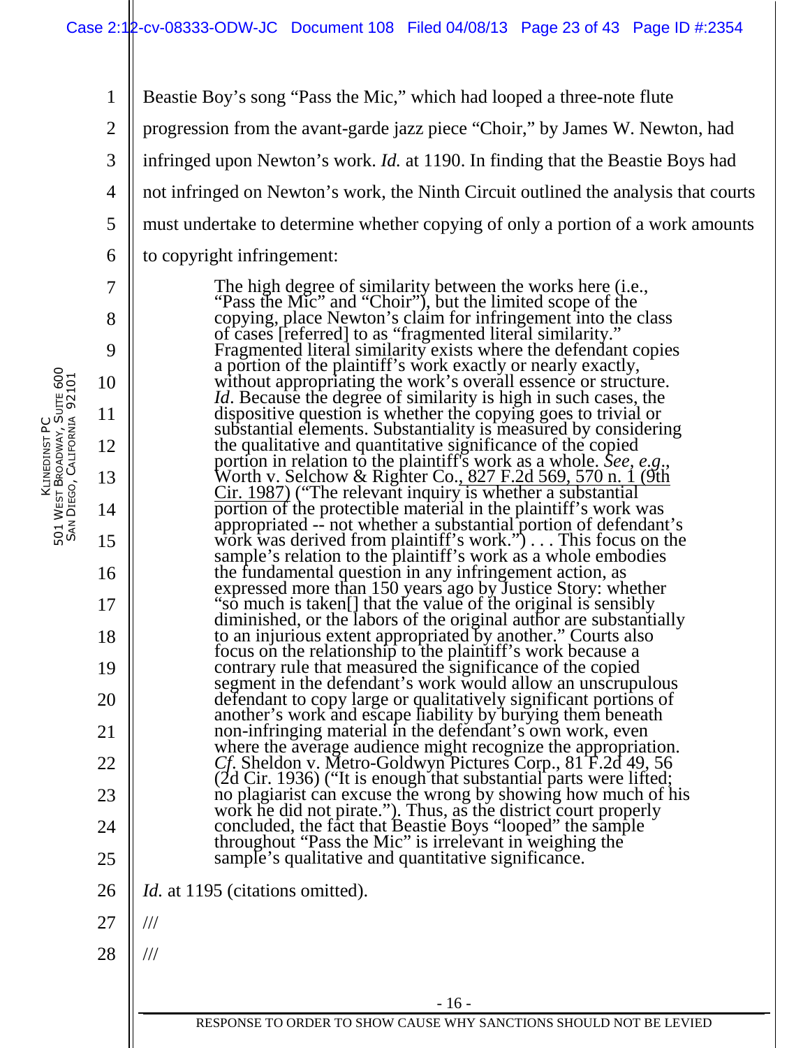Beastie Boy's song "Pass the Mic," which had looped a three-note flute progression from the avant-garde jazz piece "Choir," by James W. Newton, had infringed upon Newton's work. *Id.* at 1190. In finding that the Beastie Boys had not infringed on Newton's work, the Ninth Circuit outlined the analysis that courts must undertake to determine whether copying of only a portion of a work amounts to copyright infringement:

> The high degree of similarity between the works here (i.e., "Pass the Mic" and "Choir"), but the limited scope of the copying, place Newton's claim for infringement into the class of cases [referred] to as "fragmented literal similarity." Fragmented literal similarity exists where the defendant copies a portion of the plaintiff's work exactly or nearly exactly, without appropriating the work's overall essence or structure. *Id*. Because the degree of similarity is high in such cases, the dispositive question is whether the copying goes to trivial or substantial elements. Substantiality is measured by considering the qualitative and quantitative significance of the copied portion in relation to the plaintiff's work as a whole. *See, e.g.*, Worth v. Selchow & Righter Co., 827 F.2d 569, 570 n. 1 (9th Cir. 1987) ("The relevant inquiry is whether a substantial portion of the protectible material in the plaintiff's work was appropriated -- not whether a substantial portion of defendant's work was derived from plaintiff's work.") . . . This focus on the sample's relation to the plaintiff's work as a whole embodies the fundamental question in any infringement action, as expressed more than 150 years ago by Justice Story: whether "so much is taken[] that the value of the original is sensibly diminished, or the labors of the original author are substantially to an injurious extent appropriated by another." Courts also focus on the relationship to the plaintiff's work because a contrary rule that measured the significance of the copied segment in the defendant's work would allow an unscrupulous defendant to copy large or qualitatively significant portions of another's work and escape liability by burying them beneath non-infringing material in the defendant's own work, even where the average audience might recognize the appropriation. *Cf*. Sheldon v. Metro-Goldwyn Pictures Corp., 81 F.2d 49, 56 (2d Cir. 1936) ("It is enough that substantial parts were lifted; no plagiarist can excuse the wrong by showing how much of his work he did not pirate."). Thus, as the district court properly concluded, the fact that Beastie Boys "looped" the sample throughout "Pass the Mic" is irrelevant in weighing the sample's qualitative and quantitative significance.

*Id.* at 1195 (citations omitted).

///

///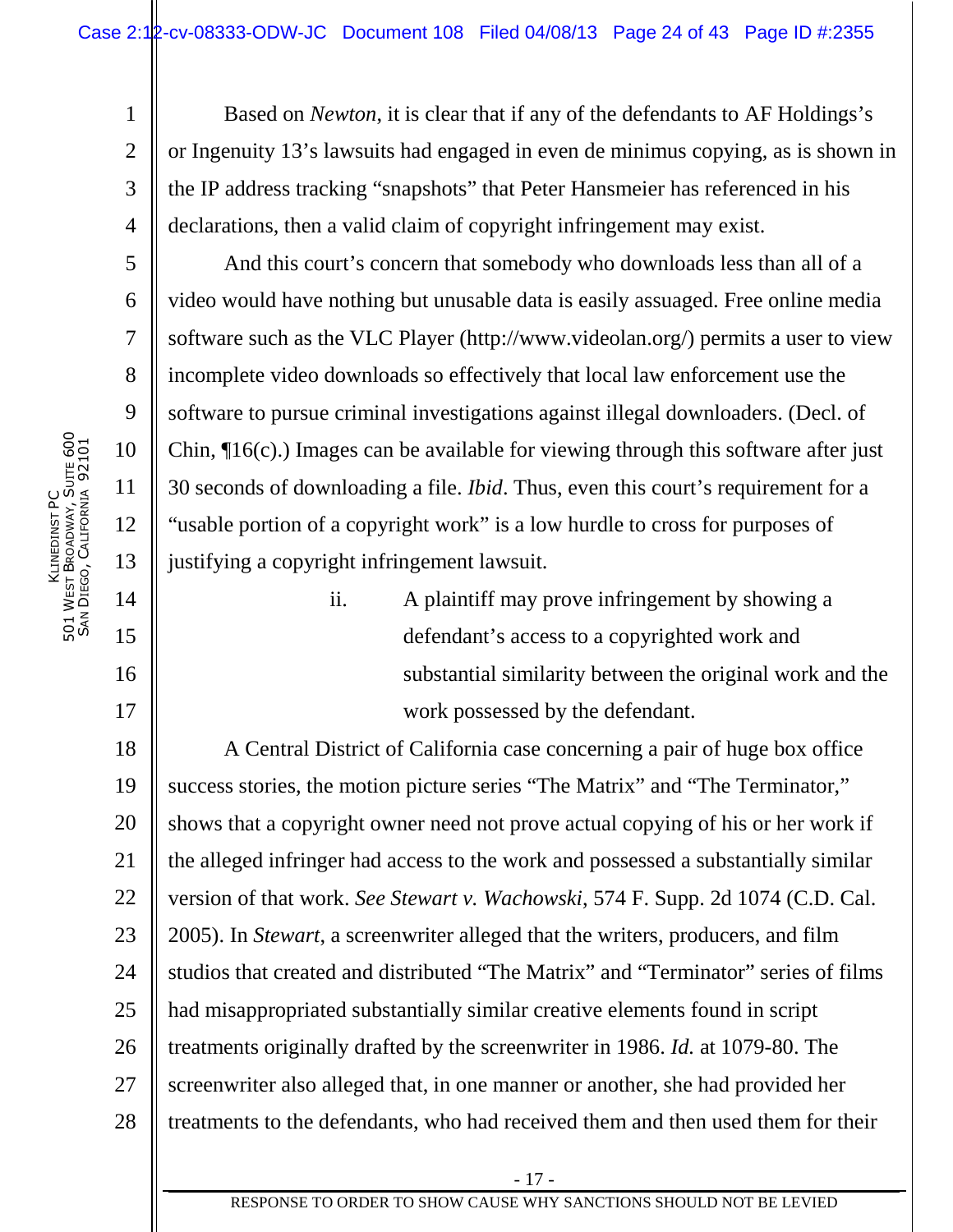Based on *Newton*, it is clear that if any of the defendants to AF Holdings's or Ingenuity 13's lawsuits had engaged in even de minimus copying, as is shown in the IP address tracking "snapshots" that Peter Hansmeier has referenced in his declarations, then a valid claim of copyright infringement may exist.

And this court's concern that somebody who downloads less than all of a video would have nothing but unusable data is easily assuaged. Free online media software such as the VLC Player (http://www.videolan.org/) permits a user to view incomplete video downloads so effectively that local law enforcement use the software to pursue criminal investigations against illegal downloaders. (Decl. of Chin, ¶16(c).) Images can be available for viewing through this software after just 30 seconds of downloading a file. *Ibid*. Thus, even this court's requirement for a "usable portion of a copyright work" is a low hurdle to cross for purposes of justifying a copyright infringement lawsuit.

ii. A plaintiff may prove infringement by showing a defendant's access to a copyrighted work and substantial similarity between the original work and the work possessed by the defendant.

A Central District of California case concerning a pair of huge box office success stories, the motion picture series "The Matrix" and "The Terminator," shows that a copyright owner need not prove actual copying of his or her work if the alleged infringer had access to the work and possessed a substantially similar version of that work. *See Stewart v. Wachowski*, 574 F. Supp. 2d 1074 (C.D. Cal. 2005). In *Stewart*, a screenwriter alleged that the writers, producers, and film studios that created and distributed "The Matrix" and "Terminator" series of films had misappropriated substantially similar creative elements found in script treatments originally drafted by the screenwriter in 1986. *Id.* at 1079-80. The screenwriter also alleged that, in one manner or another, she had provided her treatments to the defendants, who had received them and then used them for their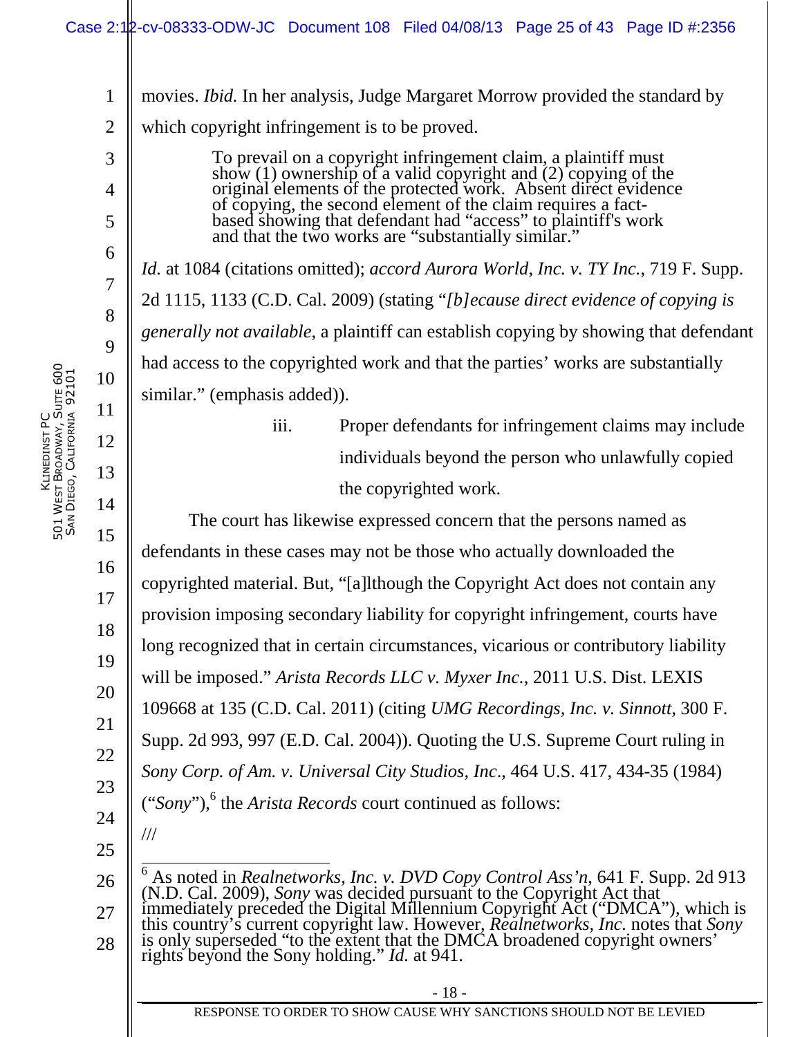movies. *Ibid.* In her analysis, Judge Margaret Morrow provided the standard by which copyright infringement is to be proved.

> To prevail on a copyright infringement claim, a plaintiff must show (1) ownership of a valid copyright and (2) copying of the original elements of the protected work. Absent direct evidence of copying, the second element of the claim requires a fact-based showing that defendant had "access" to plaintiff's work and that the two works are "substantially similar."

*Id.* at 1084 (citations omitted); *accord Aurora World, Inc. v. TY Inc.*, 719 F. Supp. 2d 1115, 1133 (C.D. Cal. 2009) (stating "*[b]ecause direct evidence of copying is generally not available*, a plaintiff can establish copying by showing that defendant had access to the copyrighted work and that the parties' works are substantially similar." (emphasis added)).

iii. Proper defendants for infringement claims may include individuals beyond the person who unlawfully copied the copyrighted work.

The court has likewise expressed concern that the persons named as defendants in these cases may not be those who actually downloaded the copyrighted material. But, "[a]lthough the Copyright Act does not contain any provision imposing secondary liability for copyright infringement, courts have long recognized that in certain circumstances, vicarious or contributory liability will be imposed." *Arista Records LLC v. Myxer Inc.*, 2011 U.S. Dist. LEXIS 109668 at 135 (C.D. Cal. 2011) (citing *UMG Recordings, Inc. v. Sinnott*, 300 F. Supp. 2d 993, 997 (E.D. Cal. 2004)). Quoting the U.S. Supreme Court ruling in *Sony Corp. of Am. v. Universal City Studios, Inc.*, 464 U.S. 417, 434-35 (1984) ("*Sony*"),[6] the *Arista Records* court continued as follows:

///

[6] As noted in *Realnetworks, Inc. v. DVD Copy Control Ass'n*, 641 F. Supp. 2d 913 (N.D. Cal. 2009), *Sony* was decided pursuant to the Copyright Act that immediately preceded the Digital Millennium Copyright Act ("DMCA"), which is this country's current copyright law. However, *Realnetworks, Inc.* notes that *Sony* is only superseded "to the extent that the DMCA broadened copyright owners' rights beyond the Sony holding." *Id.* at 941.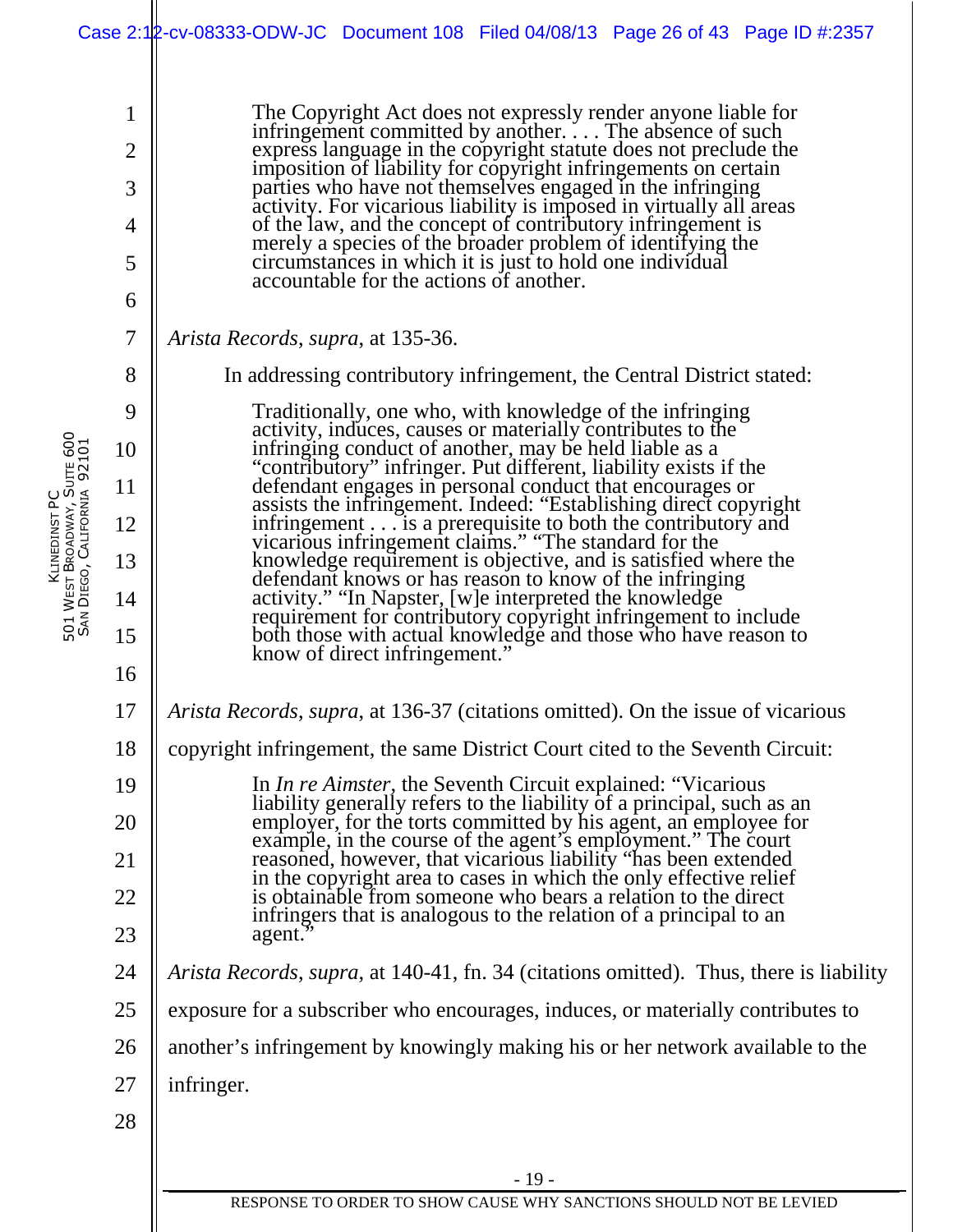> The Copyright Act does not expressly render anyone liable for infringement committed by another. . . . The absence of such express language in the copyright statute does not preclude the imposition of liability for copyright infringements on certain parties who have not themselves engaged in the infringing activity. For vicarious liability is imposed in virtually all areas of the law, and the concept of contributory infringement is merely a species of the broader problem of identifying the circumstances in which it is just to hold one individual accountable for the actions of another.

*Arista Records*, *supra*, at 135-36.

In addressing contributory infringement, the Central District stated:

> Traditionally, one who, with knowledge of the infringing activity, induces, causes or materially contributes to the infringing conduct of another, may be held liable as a "contributory" infringer. Put different, liability exists if the defendant engages in personal conduct that encourages or assists the infringement. Indeed: "Establishing direct copyright infringement . . . is a prerequisite to both the contributory and vicarious infringement claims." "The standard for the knowledge requirement is objective, and is satisfied where the defendant knows or has reason to know of the infringing activity." "In Napster, [w]e interpreted the knowledge requirement for contributory copyright infringement to include both those with actual knowledge and those who have reason to know of direct infringement."

*Arista Records*, *supra*, at 136-37 (citations omitted). On the issue of vicarious copyright infringement, the same District Court cited to the Seventh Circuit:

> In *In re Aimster*, the Seventh Circuit explained: "Vicarious liability generally refers to the liability of a principal, such as an employer, for the torts committed by his agent, an employee for example, in the course of the agent's employment." The court reasoned, however, that vicarious liability "has been extended in the copyright area to cases in which the only effective relief is obtainable from someone who bears a relation to the direct infringers that is analogous to the relation of a principal to an agent."

*Arista Records*, *supra*, at 140-41, fn. 34 (citations omitted). Thus, there is liability exposure for a subscriber who encourages, induces, or materially contributes to another's infringement by knowingly making his or her network available to the infringer.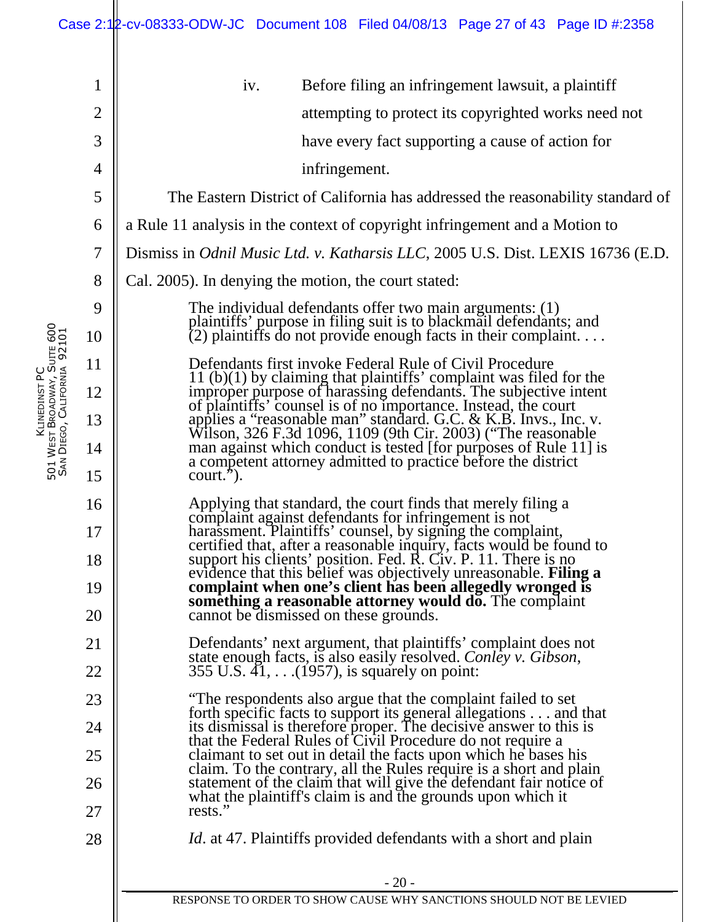iv. Before filing an infringement lawsuit, a plaintiff attempting to protect its copyrighted works need not have every fact supporting a cause of action for infringement.

The Eastern District of California has addressed the reasonability standard of a Rule 11 analysis in the context of copyright infringement and a Motion to Dismiss in *Odnil Music Ltd. v. Katharsis LLC*, 2005 U.S. Dist. LEXIS 16736 (E.D. Cal. 2005). In denying the motion, the court stated:

> The individual defendants offer two main arguments: (1) plaintiffs' purpose in filing suit is to blackmail defendants; and (2) plaintiffs do not provide enough facts in their complaint. . . .
>
> Defendants first invoke Federal Rule of Civil Procedure 11 (b)(1) by claiming that plaintiffs' complaint was filed for the improper purpose of harassing defendants. The subjective intent of plaintiffs' counsel is of no importance. Instead, the court applies a "reasonable man" standard. G.C. & K.B. Invs., Inc. v. Wilson, 326 F.3d 1096, 1109 (9th Cir. 2003) ("The reasonable man against which conduct is tested [for purposes of Rule 11] is a competent attorney admitted to practice before the district court.").
>
> Applying that standard, the court finds that merely filing a complaint against defendants for infringement is not harassment. Plaintiffs' counsel, by signing the complaint, certified that, after a reasonable inquiry, facts would be found to support his clients' position. Fed. R. Civ. P. 11. There is no evidence that this belief was objectively unreasonable. **Filing a complaint when one's client has been allegedly wronged is something a reasonable attorney would do.** The complaint cannot be dismissed on these grounds.
>
> Defendants' next argument, that plaintiffs' complaint does not state enough facts, is also easily resolved. *Conley v. Gibson*, 355 U.S. 41, . . .(1957), is squarely on point:
>
> "The respondents also argue that the complaint failed to set forth specific facts to support its general allegations . . . and that its dismissal is therefore proper. The decisive answer to this is that the Federal Rules of Civil Procedure do not require a claimant to set out in detail the facts upon which he bases his claim. To the contrary, all the Rules require is a short and plain statement of the claim that will give the defendant fair notice of what the plaintiff's claim is and the grounds upon which it rests."
>
> *Id*. at 47. Plaintiffs provided defendants with a short and plain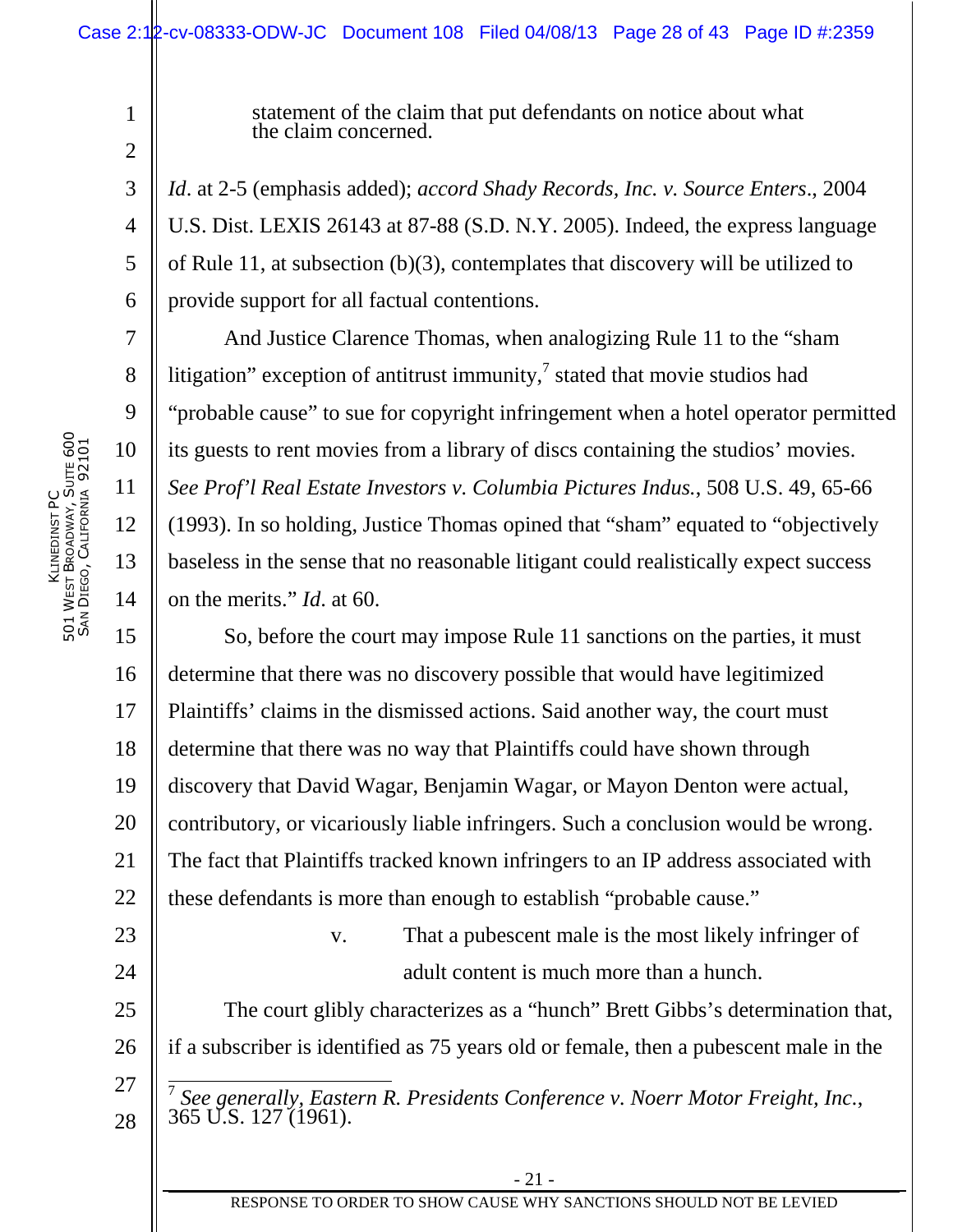statement of the claim that put defendants on notice about what the claim concerned.

*Id*. at 2-5 (emphasis added); *accord Shady Records, Inc. v. Source Enters*., 2004 U.S. Dist. LEXIS 26143 at 87-88 (S.D. N.Y. 2005). Indeed, the express language of Rule 11, at subsection (b)(3), contemplates that discovery will be utilized to provide support for all factual contentions.

And Justice Clarence Thomas, when analogizing Rule 11 to the "sham litigation" exception of antitrust immunity,[7] stated that movie studios had "probable cause" to sue for copyright infringement when a hotel operator permitted its guests to rent movies from a library of discs containing the studios' movies. *See Prof'l Real Estate Investors v. Columbia Pictures Indus.*, 508 U.S. 49, 65-66 (1993). In so holding, Justice Thomas opined that "sham" equated to "objectively baseless in the sense that no reasonable litigant could realistically expect success on the merits." *Id*. at 60.

So, before the court may impose Rule 11 sanctions on the parties, it must determine that there was no discovery possible that would have legitimized Plaintiffs' claims in the dismissed actions. Said another way, the court must determine that there was no way that Plaintiffs could have shown through discovery that David Wagar, Benjamin Wagar, or Mayon Denton were actual, contributory, or vicariously liable infringers. Such a conclusion would be wrong. The fact that Plaintiffs tracked known infringers to an IP address associated with these defendants is more than enough to establish "probable cause."

v. That a pubescent male is the most likely infringer of adult content is much more than a hunch.

The court glibly characterizes as a "hunch" Brett Gibbs's determination that, if a subscriber is identified as 75 years old or female, then a pubescent male in the

[7] *See generally*, *Eastern R. Presidents Conference v. Noerr Motor Freight, Inc.*, 365 U.S. 127 (1961).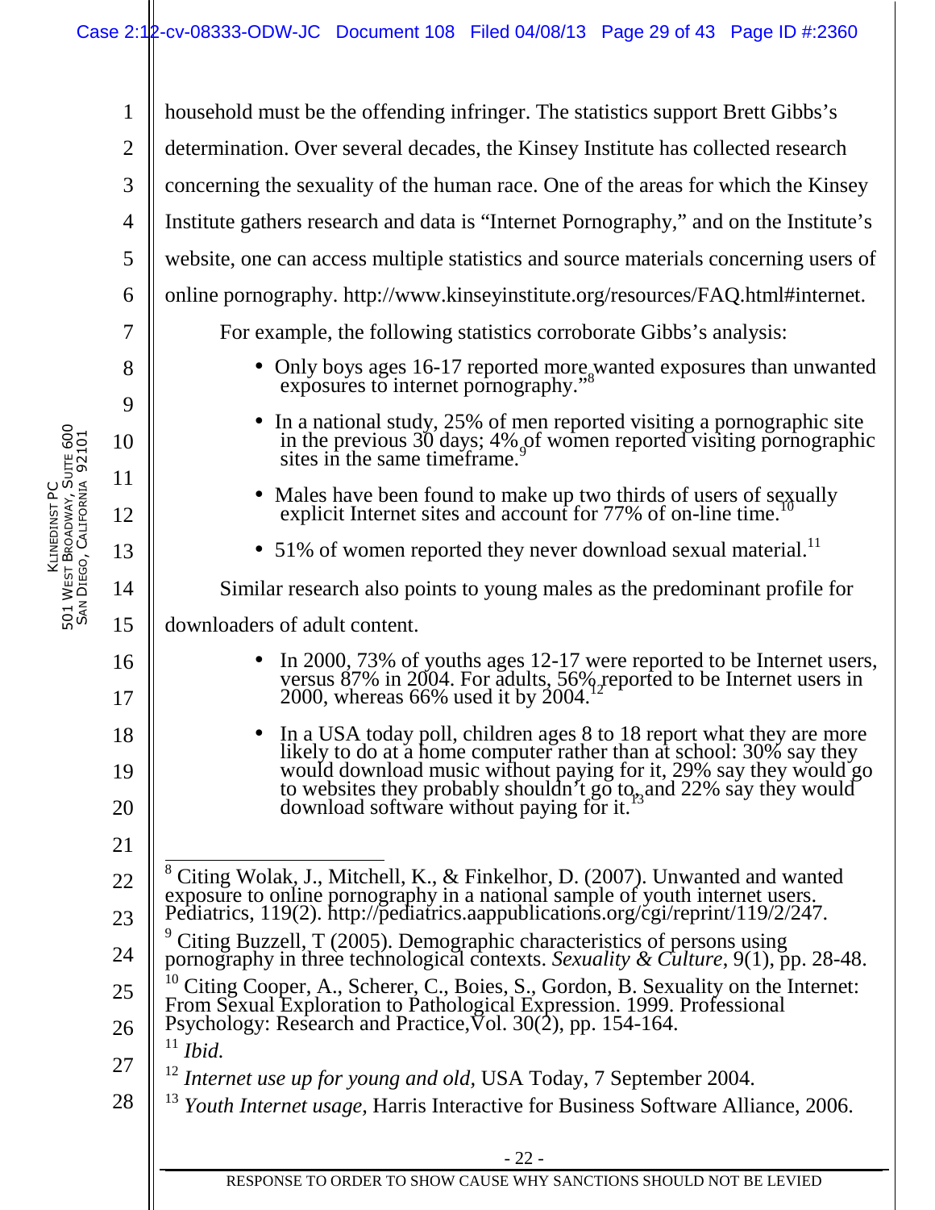household must be the offending infringer. The statistics support Brett Gibbs's determination. Over several decades, the Kinsey Institute has collected research concerning the sexuality of the human race. One of the areas for which the Kinsey Institute gathers research and data is "Internet Pornography," and on the Institute's website, one can access multiple statistics and source materials concerning users of online pornography. http://www.kinseyinstitute.org/resources/FAQ.html#internet.

For example, the following statistics corroborate Gibbs's analysis:

- Only boys ages 16-17 reported more wanted exposures than unwanted exposures to internet pornography."[8]
- In a national study, 25% of men reported visiting a pornographic site in the previous 30 days; 4% of women reported visiting pornographic sites in the same timeframe.[9]
- Males have been found to make up two thirds of users of sexually explicit Internet sites and account for 77% of on-line time.[10]
- 51% of women reported they never download sexual material.[11]

Similar research also points to young males as the predominant profile for downloaders of adult content.

- In 2000, 73% of youths ages 12-17 were reported to be Internet users, versus 87% in 2004. For adults, 56% reported to be Internet users in 2000, whereas 66% used it by 2004.[12]
- In a USA today poll, children ages 8 to 18 report what they are more likely to do at a home computer rather than at school: 30% say they would download music without paying for it, 29% say they would go to websites they probably shouldn't go to, and 22% say they would download software without paying for it.[13]

---

[8] Citing Wolak, J., Mitchell, K., & Finkelhor, D. (2007). Unwanted and wanted exposure to online pornography in a national sample of youth internet users. Pediatrics, 119(2). http://pediatrics.aappublications.org/cgi/reprint/119/2/247.

[9] Citing Buzzell, T (2005). Demographic characteristics of persons using pornography in three technological contexts. *Sexuality & Culture*, 9(1), pp. 28-48.

[10] Citing Cooper, A., Scherer, C., Boies, S., Gordon, B. Sexuality on the Internet: From Sexual Exploration to Pathological Expression. 1999. Professional Psychology: Research and Practice, Vol. 30(2), pp. 154-164.

[11] *Ibid.*

[12] *Internet use up for young and old,* USA Today, 7 September 2004.

[13] *Youth Internet usage,* Harris Interactive for Business Software Alliance, 2006.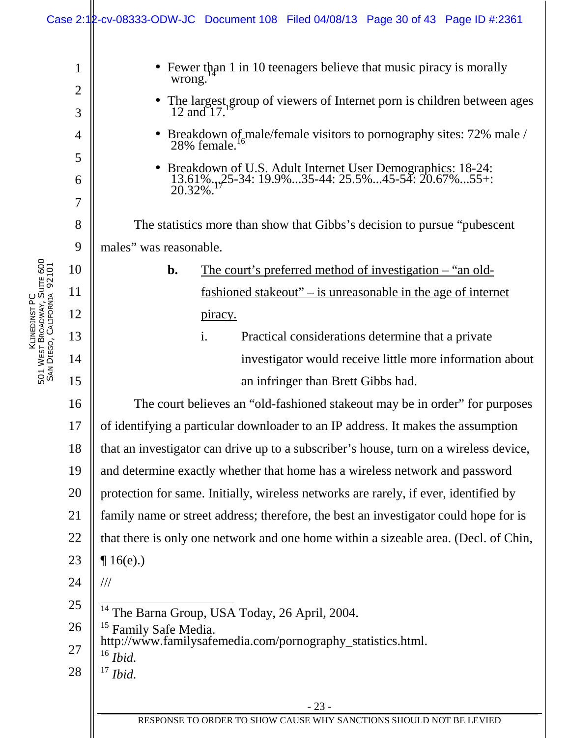- Fewer than 1 in 10 teenagers believe that music piracy is morally wrong.[14]
- The largest group of viewers of Internet porn is children between ages 12 and 17.[15]
- Breakdown of male/female visitors to pornography sites: 72% male / 28% female.[16]
- Breakdown of U.S. Adult Internet User Demographics: 18-24: 13.61%...25-34: 19.9%...35-44: 25.5%...45-54: 20.67%...55+: 20.32%.[17]

The statistics more than show that Gibbs's decision to pursue "pubescent males" was reasonable.

**b.** <u>The court's preferred method of investigation – "an old-fashioned stakeout" – is unreasonable in the age of internet piracy.</u>

i. Practical considerations determine that a private investigator would receive little more information about an infringer than Brett Gibbs had.

The court believes an "old-fashioned stakeout may be in order" for purposes of identifying a particular downloader to an IP address. It makes the assumption that an investigator can drive up to a subscriber's house, turn on a wireless device, and determine exactly whether that home has a wireless network and password protection for same. Initially, wireless networks are rarely, if ever, identified by family name or street address; therefore, the best an investigator could hope for is that there is only one network and one home within a sizeable area. (Decl. of Chin, ¶ 16(e).)

///

---

[14] The Barna Group, USA Today, 26 April, 2004.

[15] Family Safe Media. http://www.familysafemedia.com/pornography_statistics.html.

[16] *Ibid.*

[17] *Ibid.*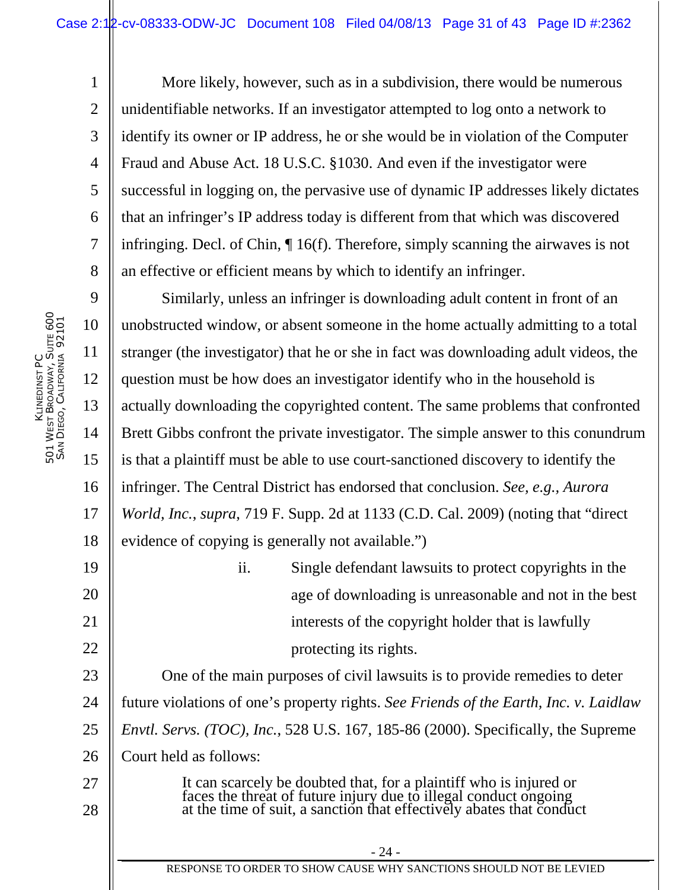More likely, however, such as in a subdivision, there would be numerous unidentifiable networks. If an investigator attempted to log onto a network to identify its owner or IP address, he or she would be in violation of the Computer Fraud and Abuse Act. 18 U.S.C. §1030. And even if the investigator were successful in logging on, the pervasive use of dynamic IP addresses likely dictates that an infringer's IP address today is different from that which was discovered infringing. Decl. of Chin, ¶ 16(f). Therefore, simply scanning the airwaves is not an effective or efficient means by which to identify an infringer.

Similarly, unless an infringer is downloading adult content in front of an unobstructed window, or absent someone in the home actually admitting to a total stranger (the investigator) that he or she in fact was downloading adult videos, the question must be how does an investigator identify who in the household is actually downloading the copyrighted content. The same problems that confronted Brett Gibbs confront the private investigator. The simple answer to this conundrum is that a plaintiff must be able to use court-sanctioned discovery to identify the infringer. The Central District has endorsed that conclusion. *See, e.g., Aurora World, Inc.*, *supra*, 719 F. Supp. 2d at 1133 (C.D. Cal. 2009) (noting that "direct evidence of copying is generally not available.")

ii. Single defendant lawsuits to protect copyrights in the age of downloading is unreasonable and not in the best interests of the copyright holder that is lawfully protecting its rights.

One of the main purposes of civil lawsuits is to provide remedies to deter future violations of one's property rights. *See Friends of the Earth, Inc. v. Laidlaw Envtl. Servs. (TOC), Inc.*, 528 U.S. 167, 185-86 (2000). Specifically, the Supreme Court held as follows:

> It can scarcely be doubted that, for a plaintiff who is injured or faces the threat of future injury due to illegal conduct ongoing at the time of suit, a sanction that effectively abates that conduct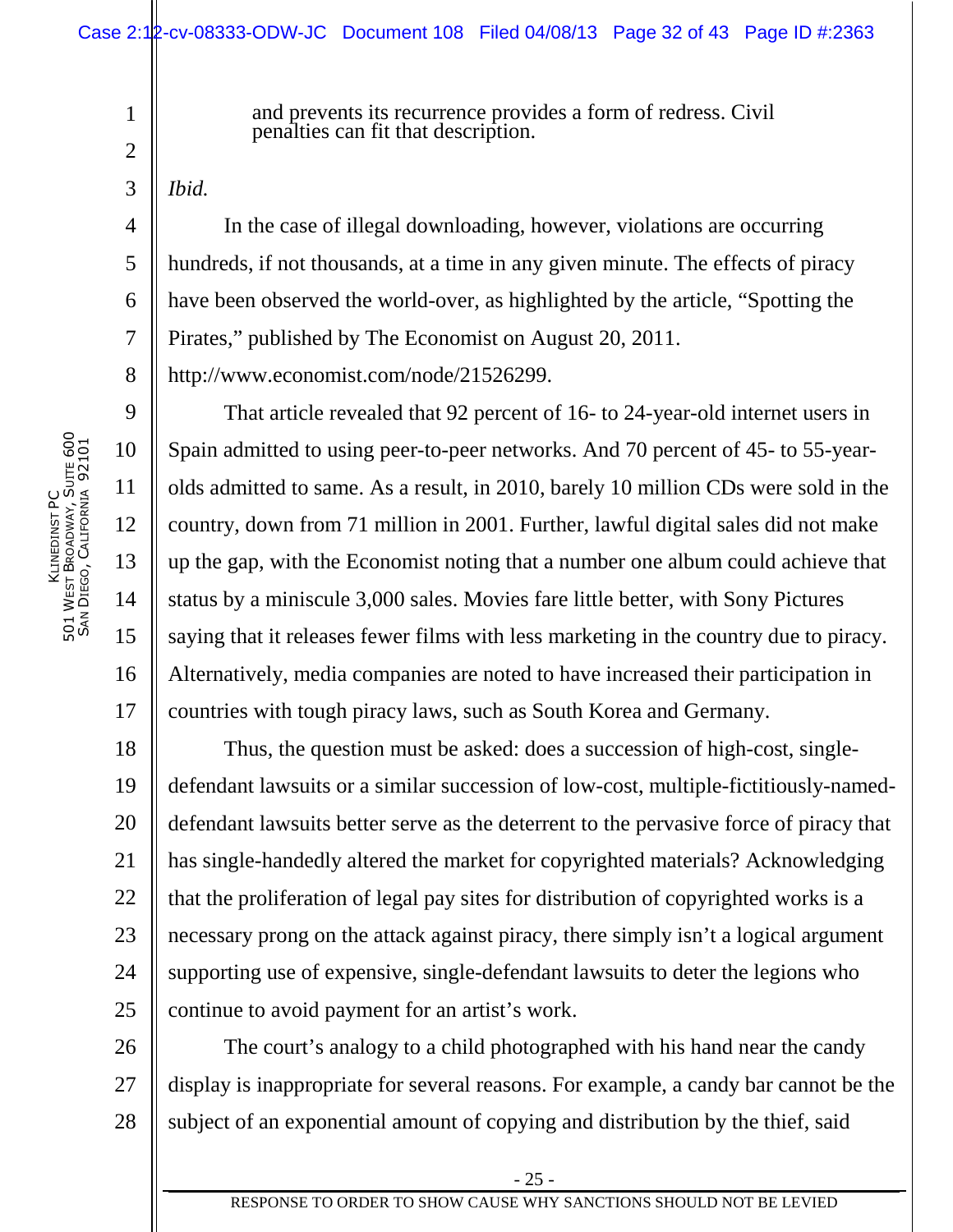> and prevents its recurrence provides a form of redress. Civil penalties can fit that description.

*Ibid.*

In the case of illegal downloading, however, violations are occurring hundreds, if not thousands, at a time in any given minute. The effects of piracy have been observed the world-over, as highlighted by the article, "Spotting the Pirates," published by The Economist on August 20, 2011. http://www.economist.com/node/21526299.

That article revealed that 92 percent of 16- to 24-year-old internet users in Spain admitted to using peer-to-peer networks. And 70 percent of 45- to 55-year-olds admitted to same. As a result, in 2010, barely 10 million CDs were sold in the country, down from 71 million in 2001. Further, lawful digital sales did not make up the gap, with the Economist noting that a number one album could achieve that status by a miniscule 3,000 sales. Movies fare little better, with Sony Pictures saying that it releases fewer films with less marketing in the country due to piracy. Alternatively, media companies are noted to have increased their participation in countries with tough piracy laws, such as South Korea and Germany.

Thus, the question must be asked: does a succession of high-cost, single-defendant lawsuits or a similar succession of low-cost, multiple-fictitiously-named-defendant lawsuits better serve as the deterrent to the pervasive force of piracy that has single-handedly altered the market for copyrighted materials? Acknowledging that the proliferation of legal pay sites for distribution of copyrighted works is a necessary prong on the attack against piracy, there simply isn't a logical argument supporting use of expensive, single-defendant lawsuits to deter the legions who continue to avoid payment for an artist's work.

The court's analogy to a child photographed with his hand near the candy display is inappropriate for several reasons. For example, a candy bar cannot be the subject of an exponential amount of copying and distribution by the thief, said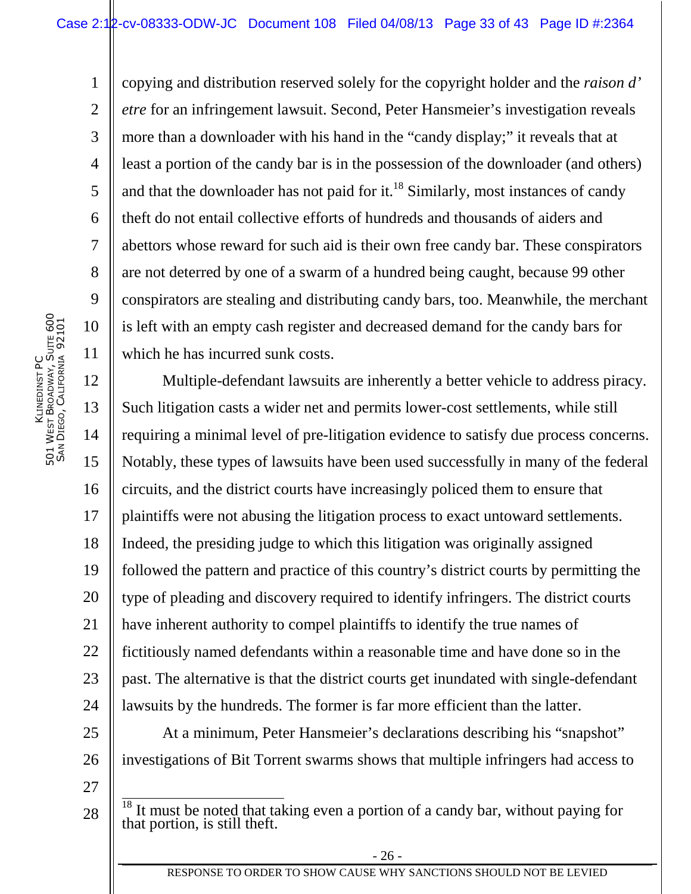copying and distribution reserved solely for the copyright holder and the *raison d' etre* for an infringement lawsuit. Second, Peter Hansmeier's investigation reveals more than a downloader with his hand in the "candy display;" it reveals that at least a portion of the candy bar is in the possession of the downloader (and others) and that the downloader has not paid for it.[18] Similarly, most instances of candy theft do not entail collective efforts of hundreds and thousands of aiders and abettors whose reward for such aid is their own free candy bar. These conspirators are not deterred by one of a swarm of a hundred being caught, because 99 other conspirators are stealing and distributing candy bars, too. Meanwhile, the merchant is left with an empty cash register and decreased demand for the candy bars for which he has incurred sunk costs.

Multiple-defendant lawsuits are inherently a better vehicle to address piracy. Such litigation casts a wider net and permits lower-cost settlements, while still requiring a minimal level of pre-litigation evidence to satisfy due process concerns. Notably, these types of lawsuits have been used successfully in many of the federal circuits, and the district courts have increasingly policed them to ensure that plaintiffs were not abusing the litigation process to exact untoward settlements. Indeed, the presiding judge to which this litigation was originally assigned followed the pattern and practice of this country's district courts by permitting the type of pleading and discovery required to identify infringers. The district courts have inherent authority to compel plaintiffs to identify the true names of fictitiously named defendants within a reasonable time and have done so in the past. The alternative is that the district courts get inundated with single-defendant lawsuits by the hundreds. The former is far more efficient than the latter.

At a minimum, Peter Hansmeier's declarations describing his "snapshot" investigations of Bit Torrent swarms shows that multiple infringers had access to

[18] It must be noted that taking even a portion of a candy bar, without paying for that portion, is still theft.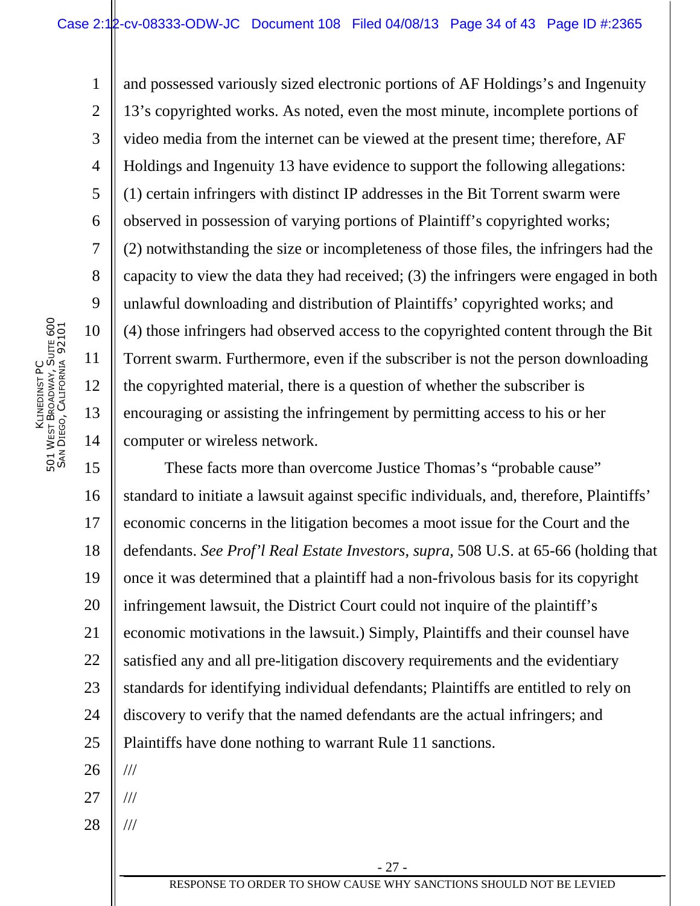and possessed variously sized electronic portions of AF Holdings's and Ingenuity 13's copyrighted works. As noted, even the most minute, incomplete portions of video media from the internet can be viewed at the present time; therefore, AF Holdings and Ingenuity 13 have evidence to support the following allegations: (1) certain infringers with distinct IP addresses in the Bit Torrent swarm were observed in possession of varying portions of Plaintiff's copyrighted works; (2) notwithstanding the size or incompleteness of those files, the infringers had the capacity to view the data they had received; (3) the infringers were engaged in both unlawful downloading and distribution of Plaintiffs' copyrighted works; and (4) those infringers had observed access to the copyrighted content through the Bit Torrent swarm. Furthermore, even if the subscriber is not the person downloading the copyrighted material, there is a question of whether the subscriber is encouraging or assisting the infringement by permitting access to his or her computer or wireless network.

These facts more than overcome Justice Thomas's "probable cause" standard to initiate a lawsuit against specific individuals, and, therefore, Plaintiffs' economic concerns in the litigation becomes a moot issue for the Court and the defendants. *See Prof'l Real Estate Investors*, *supra,* 508 U.S. at 65-66 (holding that once it was determined that a plaintiff had a non-frivolous basis for its copyright infringement lawsuit, the District Court could not inquire of the plaintiff's economic motivations in the lawsuit.) Simply, Plaintiffs and their counsel have satisfied any and all pre-litigation discovery requirements and the evidentiary standards for identifying individual defendants; Plaintiffs are entitled to rely on discovery to verify that the named defendants are the actual infringers; and Plaintiffs have done nothing to warrant Rule 11 sanctions.

///

///

///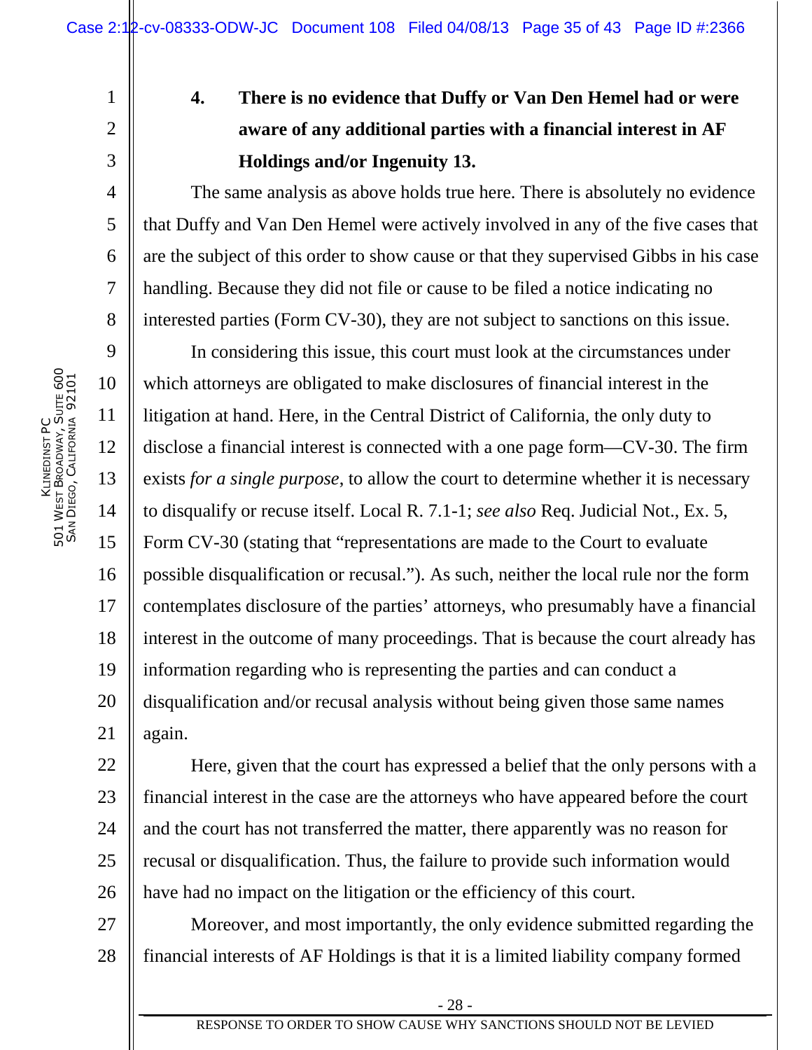**4. There is no evidence that Duffy or Van Den Hemel had or were aware of any additional parties with a financial interest in AF Holdings and/or Ingenuity 13.**

The same analysis as above holds true here. There is absolutely no evidence that Duffy and Van Den Hemel were actively involved in any of the five cases that are the subject of this order to show cause or that they supervised Gibbs in his case handling. Because they did not file or cause to be filed a notice indicating no interested parties (Form CV-30), they are not subject to sanctions on this issue.

In considering this issue, this court must look at the circumstances under which attorneys are obligated to make disclosures of financial interest in the litigation at hand. Here, in the Central District of California, the only duty to disclose a financial interest is connected with a one page form—CV-30. The firm exists *for a single purpose*, to allow the court to determine whether it is necessary to disqualify or recuse itself. Local R. 7.1-1; *see also* Req. Judicial Not., Ex. 5, Form CV-30 (stating that "representations are made to the Court to evaluate possible disqualification or recusal."). As such, neither the local rule nor the form contemplates disclosure of the parties' attorneys, who presumably have a financial interest in the outcome of many proceedings. That is because the court already has information regarding who is representing the parties and can conduct a disqualification and/or recusal analysis without being given those same names again.

Here, given that the court has expressed a belief that the only persons with a financial interest in the case are the attorneys who have appeared before the court and the court has not transferred the matter, there apparently was no reason for recusal or disqualification. Thus, the failure to provide such information would have had no impact on the litigation or the efficiency of this court.

Moreover, and most importantly, the only evidence submitted regarding the financial interests of AF Holdings is that it is a limited liability company formed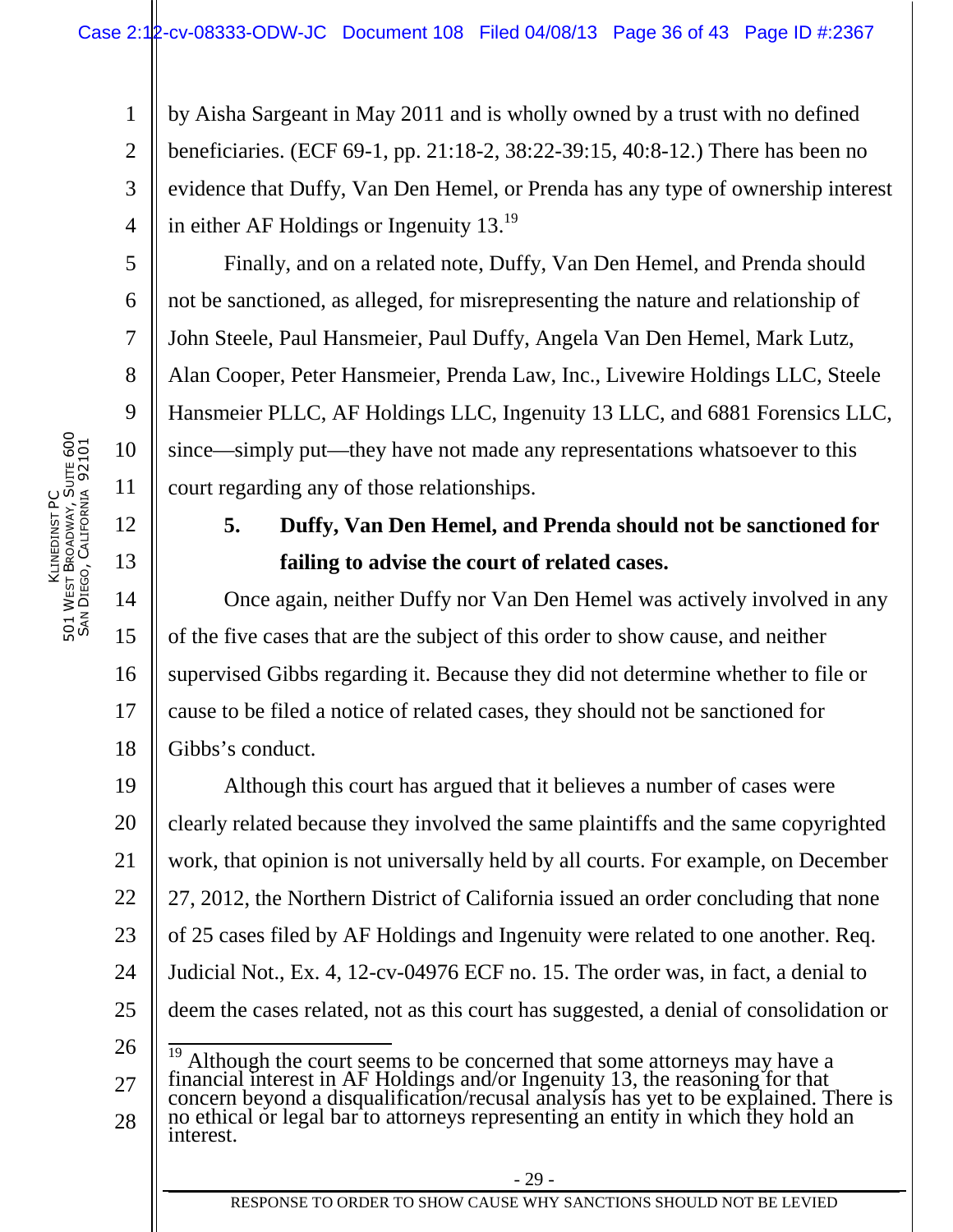by Aisha Sargeant in May 2011 and is wholly owned by a trust with no defined beneficiaries. (ECF 69-1, pp. 21:18-2, 38:22-39:15, 40:8-12.) There has been no evidence that Duffy, Van Den Hemel, or Prenda has any type of ownership interest in either AF Holdings or Ingenuity 13.[19]

Finally, and on a related note, Duffy, Van Den Hemel, and Prenda should not be sanctioned, as alleged, for misrepresenting the nature and relationship of John Steele, Paul Hansmeier, Paul Duffy, Angela Van Den Hemel, Mark Lutz, Alan Cooper, Peter Hansmeier, Prenda Law, Inc., Livewire Holdings LLC, Steele Hansmeier PLLC, AF Holdings LLC, Ingenuity 13 LLC, and 6881 Forensics LLC, since—simply put—they have not made any representations whatsoever to this court regarding any of those relationships.

**5. Duffy, Van Den Hemel, and Prenda should not be sanctioned for failing to advise the court of related cases.**

Once again, neither Duffy nor Van Den Hemel was actively involved in any of the five cases that are the subject of this order to show cause, and neither supervised Gibbs regarding it. Because they did not determine whether to file or cause to be filed a notice of related cases, they should not be sanctioned for Gibbs's conduct.

Although this court has argued that it believes a number of cases were clearly related because they involved the same plaintiffs and the same copyrighted work, that opinion is not universally held by all courts. For example, on December 27, 2012, the Northern District of California issued an order concluding that none of 25 cases filed by AF Holdings and Ingenuity were related to one another. Req. Judicial Not., Ex. 4, 12-cv-04976 ECF no. 15. The order was, in fact, a denial to deem the cases related, not as this court has suggested, a denial of consolidation or

---

[19] Although the court seems to be concerned that some attorneys may have a financial interest in AF Holdings and/or Ingenuity 13, the reasoning for that concern beyond a disqualification/recusal analysis has yet to be explained. There is no ethical or legal bar to attorneys representing an entity in which they hold an interest.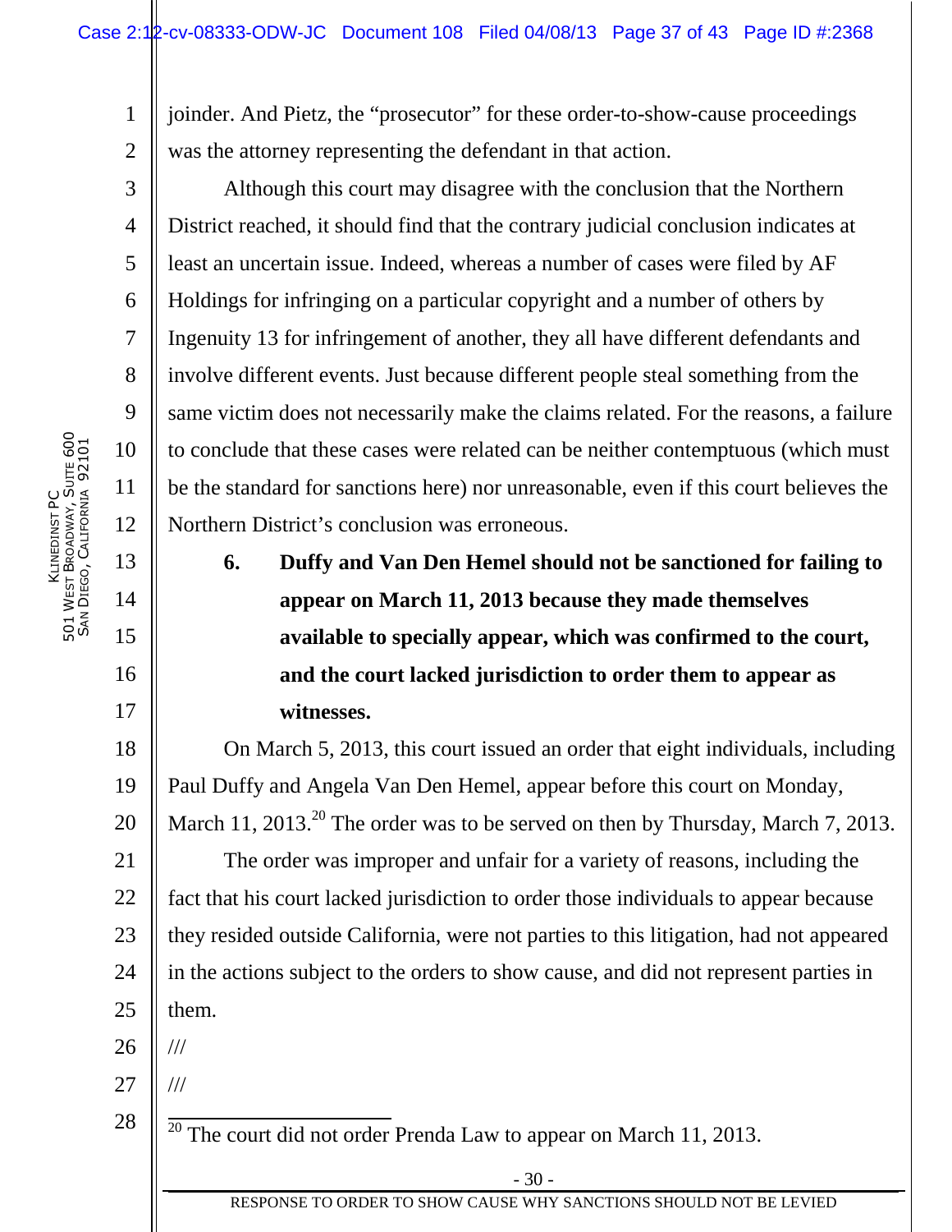joinder. And Pietz, the "prosecutor" for these order-to-show-cause proceedings was the attorney representing the defendant in that action.

Although this court may disagree with the conclusion that the Northern District reached, it should find that the contrary judicial conclusion indicates at least an uncertain issue. Indeed, whereas a number of cases were filed by AF Holdings for infringing on a particular copyright and a number of others by Ingenuity 13 for infringement of another, they all have different defendants and involve different events. Just because different people steal something from the same victim does not necessarily make the claims related. For the reasons, a failure to conclude that these cases were related can be neither contemptuous (which must be the standard for sanctions here) nor unreasonable, even if this court believes the Northern District's conclusion was erroneous.

**6. Duffy and Van Den Hemel should not be sanctioned for failing to appear on March 11, 2013 because they made themselves available to specially appear, which was confirmed to the court, and the court lacked jurisdiction to order them to appear as witnesses.**

On March 5, 2013, this court issued an order that eight individuals, including Paul Duffy and Angela Van Den Hemel, appear before this court on Monday, March 11, 2013.[20] The order was to be served on then by Thursday, March 7, 2013.

The order was improper and unfair for a variety of reasons, including the fact that his court lacked jurisdiction to order those individuals to appear because they resided outside California, were not parties to this litigation, had not appeared in the actions subject to the orders to show cause, and did not represent parties in them.

///

///

[20] The court did not order Prenda Law to appear on March 11, 2013.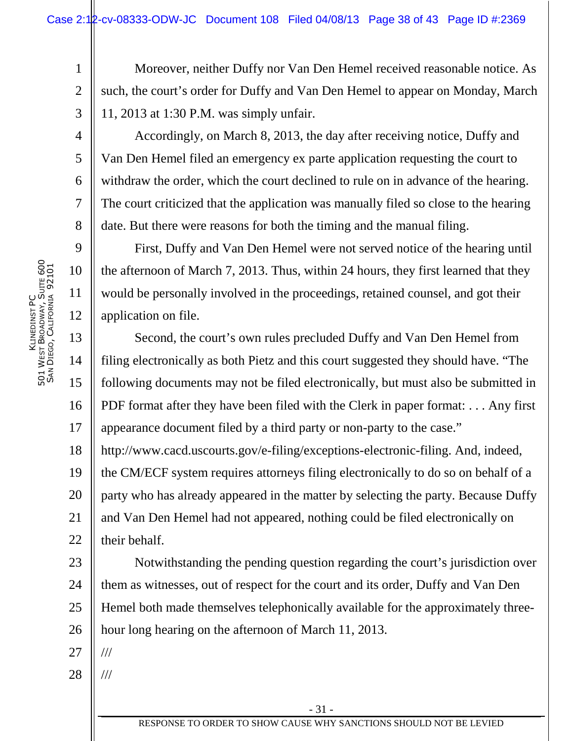Moreover, neither Duffy nor Van Den Hemel received reasonable notice. As such, the court's order for Duffy and Van Den Hemel to appear on Monday, March 11, 2013 at 1:30 P.M. was simply unfair.

Accordingly, on March 8, 2013, the day after receiving notice, Duffy and Van Den Hemel filed an emergency ex parte application requesting the court to withdraw the order, which the court declined to rule on in advance of the hearing. The court criticized that the application was manually filed so close to the hearing date. But there were reasons for both the timing and the manual filing.

First, Duffy and Van Den Hemel were not served notice of the hearing until the afternoon of March 7, 2013. Thus, within 24 hours, they first learned that they would be personally involved in the proceedings, retained counsel, and got their application on file.

Second, the court's own rules precluded Duffy and Van Den Hemel from filing electronically as both Pietz and this court suggested they should have. "The following documents may not be filed electronically, but must also be submitted in PDF format after they have been filed with the Clerk in paper format: . . . Any first appearance document filed by a third party or non-party to the case." http://www.cacd.uscourts.gov/e-filing/exceptions-electronic-filing. And, indeed, the CM/ECF system requires attorneys filing electronically to do so on behalf of a party who has already appeared in the matter by selecting the party. Because Duffy and Van Den Hemel had not appeared, nothing could be filed electronically on their behalf.

Notwithstanding the pending question regarding the court's jurisdiction over them as witnesses, out of respect for the court and its order, Duffy and Van Den Hemel both made themselves telephonically available for the approximately three-hour long hearing on the afternoon of March 11, 2013.

///

///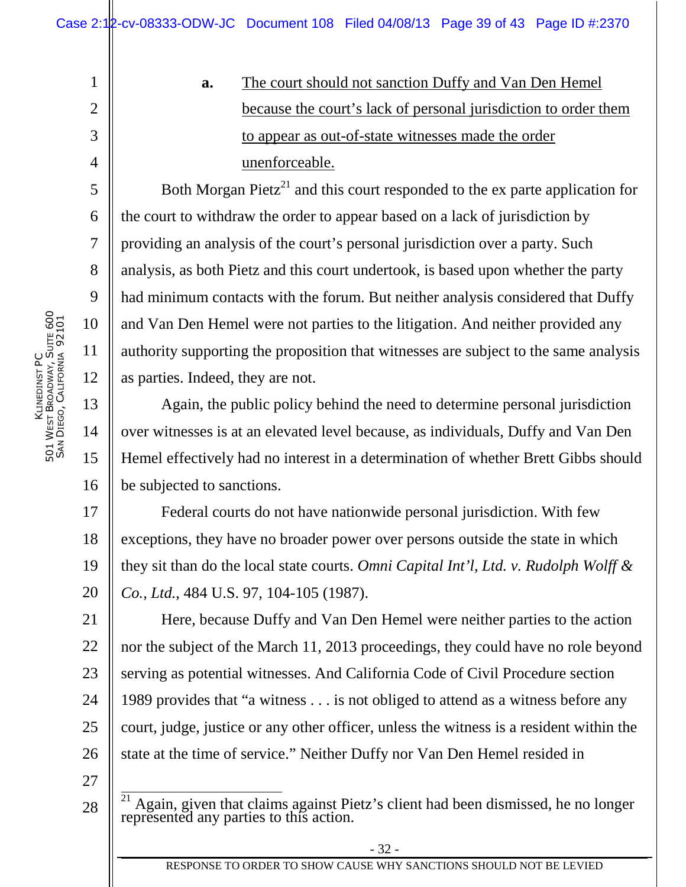**a.** <u>The court should not sanction Duffy and Van Den Hemel because the court's lack of personal jurisdiction to order them to appear as out-of-state witnesses made the order unenforceable.</u>

Both Morgan Pietz[21] and this court responded to the ex parte application for the court to withdraw the order to appear based on a lack of jurisdiction by providing an analysis of the court's personal jurisdiction over a party. Such analysis, as both Pietz and this court undertook, is based upon whether the party had minimum contacts with the forum. But neither analysis considered that Duffy and Van Den Hemel were not parties to the litigation. And neither provided any authority supporting the proposition that witnesses are subject to the same analysis as parties. Indeed, they are not.

Again, the public policy behind the need to determine personal jurisdiction over witnesses is at an elevated level because, as individuals, Duffy and Van Den Hemel effectively had no interest in a determination of whether Brett Gibbs should be subjected to sanctions.

Federal courts do not have nationwide personal jurisdiction. With few exceptions, they have no broader power over persons outside the state in which they sit than do the local state courts. *Omni Capital Int'l, Ltd. v. Rudolph Wolff & Co., Ltd.*, 484 U.S. 97, 104-105 (1987).

Here, because Duffy and Van Den Hemel were neither parties to the action nor the subject of the March 11, 2013 proceedings, they could have no role beyond serving as potential witnesses. And California Code of Civil Procedure section 1989 provides that "a witness . . . is not obliged to attend as a witness before any court, judge, justice or any other officer, unless the witness is a resident within the state at the time of service." Neither Duffy nor Van Den Hemel resided in

---

[21] Again, given that claims against Pietz's client had been dismissed, he no longer represented any parties to this action.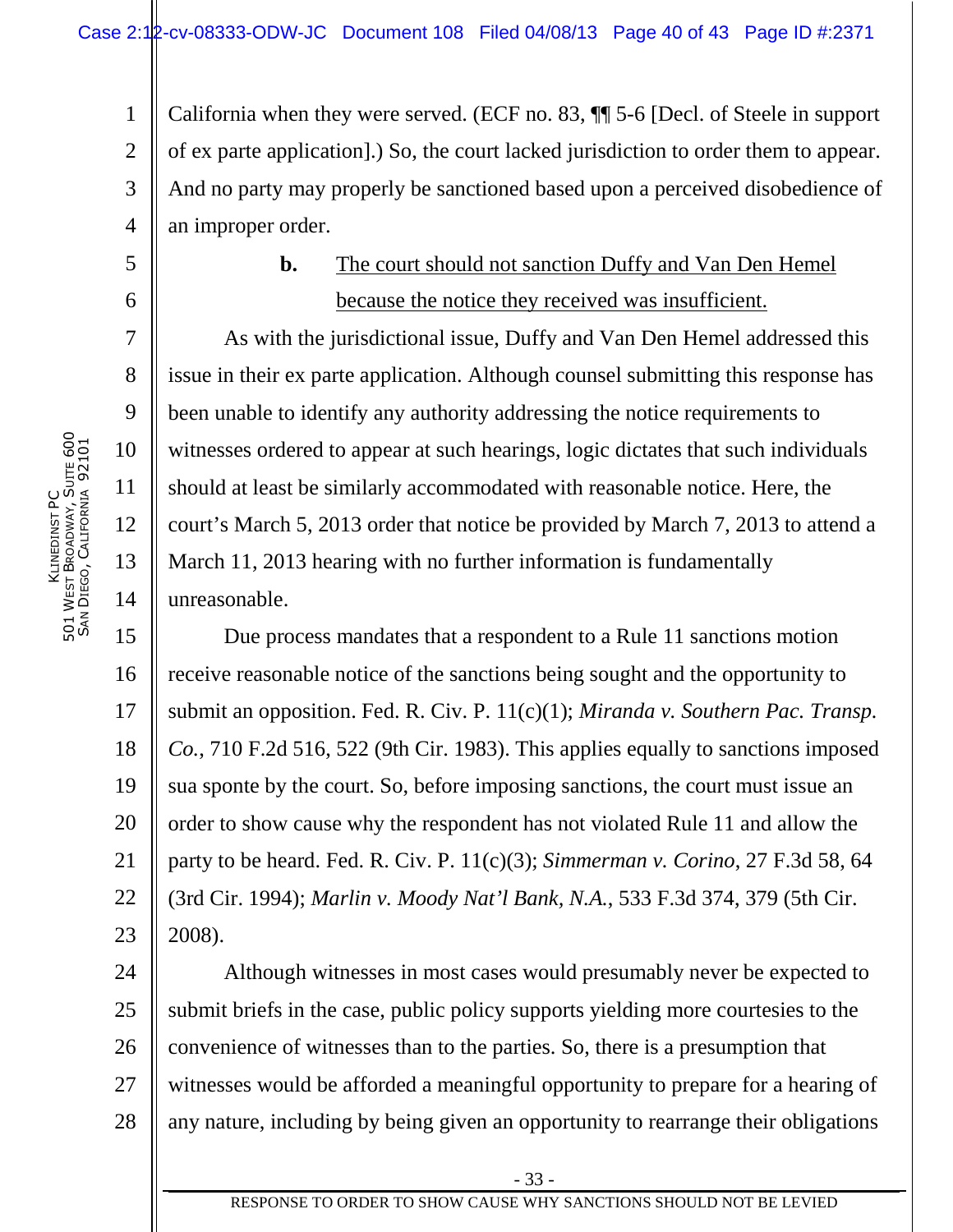California when they were served. (ECF no. 83, ¶¶ 5-6 [Decl. of Steele in support of ex parte application].) So, the court lacked jurisdiction to order them to appear. And no party may properly be sanctioned based upon a perceived disobedience of an improper order.

**b.** <u>The court should not sanction Duffy and Van Den Hemel because the notice they received was insufficient.</u>

As with the jurisdictional issue, Duffy and Van Den Hemel addressed this issue in their ex parte application. Although counsel submitting this response has been unable to identify any authority addressing the notice requirements to witnesses ordered to appear at such hearings, logic dictates that such individuals should at least be similarly accommodated with reasonable notice. Here, the court's March 5, 2013 order that notice be provided by March 7, 2013 to attend a March 11, 2013 hearing with no further information is fundamentally unreasonable.

Due process mandates that a respondent to a Rule 11 sanctions motion receive reasonable notice of the sanctions being sought and the opportunity to submit an opposition. Fed. R. Civ. P. 11(c)(1); *Miranda v. Southern Pac. Transp. Co.*, 710 F.2d 516, 522 (9th Cir. 1983). This applies equally to sanctions imposed sua sponte by the court. So, before imposing sanctions, the court must issue an order to show cause why the respondent has not violated Rule 11 and allow the party to be heard. Fed. R. Civ. P. 11(c)(3); *Simmerman v. Corino*, 27 F.3d 58, 64 (3rd Cir. 1994); *Marlin v. Moody Nat'l Bank, N.A.*, 533 F.3d 374, 379 (5th Cir. 2008).

Although witnesses in most cases would presumably never be expected to submit briefs in the case, public policy supports yielding more courtesies to the convenience of witnesses than to the parties. So, there is a presumption that witnesses would be afforded a meaningful opportunity to prepare for a hearing of any nature, including by being given an opportunity to rearrange their obligations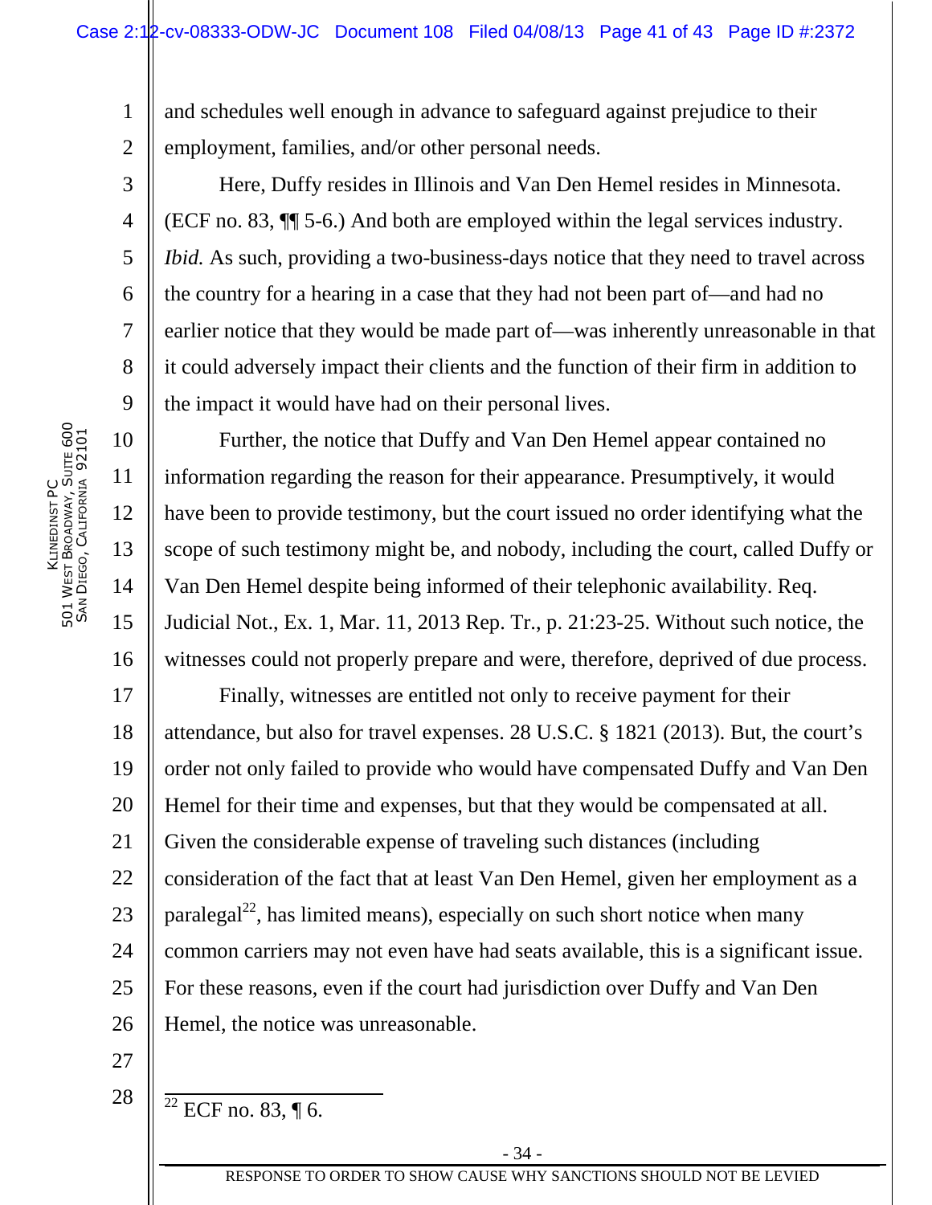and schedules well enough in advance to safeguard against prejudice to their employment, families, and/or other personal needs.

Here, Duffy resides in Illinois and Van Den Hemel resides in Minnesota. (ECF no. 83, ¶¶ 5-6.) And both are employed within the legal services industry. *Ibid.* As such, providing a two-business-days notice that they need to travel across the country for a hearing in a case that they had not been part of—and had no earlier notice that they would be made part of—was inherently unreasonable in that it could adversely impact their clients and the function of their firm in addition to the impact it would have had on their personal lives.

Further, the notice that Duffy and Van Den Hemel appear contained no information regarding the reason for their appearance. Presumptively, it would have been to provide testimony, but the court issued no order identifying what the scope of such testimony might be, and nobody, including the court, called Duffy or Van Den Hemel despite being informed of their telephonic availability. Req. Judicial Not., Ex. 1, Mar. 11, 2013 Rep. Tr., p. 21:23-25. Without such notice, the witnesses could not properly prepare and were, therefore, deprived of due process.

Finally, witnesses are entitled not only to receive payment for their attendance, but also for travel expenses. 28 U.S.C. § 1821 (2013). But, the court's order not only failed to provide who would have compensated Duffy and Van Den Hemel for their time and expenses, but that they would be compensated at all. Given the considerable expense of traveling such distances (including consideration of the fact that at least Van Den Hemel, given her employment as a paralegal[22], has limited means), especially on such short notice when many common carriers may not even have had seats available, this is a significant issue. For these reasons, even if the court had jurisdiction over Duffy and Van Den Hemel, the notice was unreasonable.

[22] ECF no. 83, ¶ 6.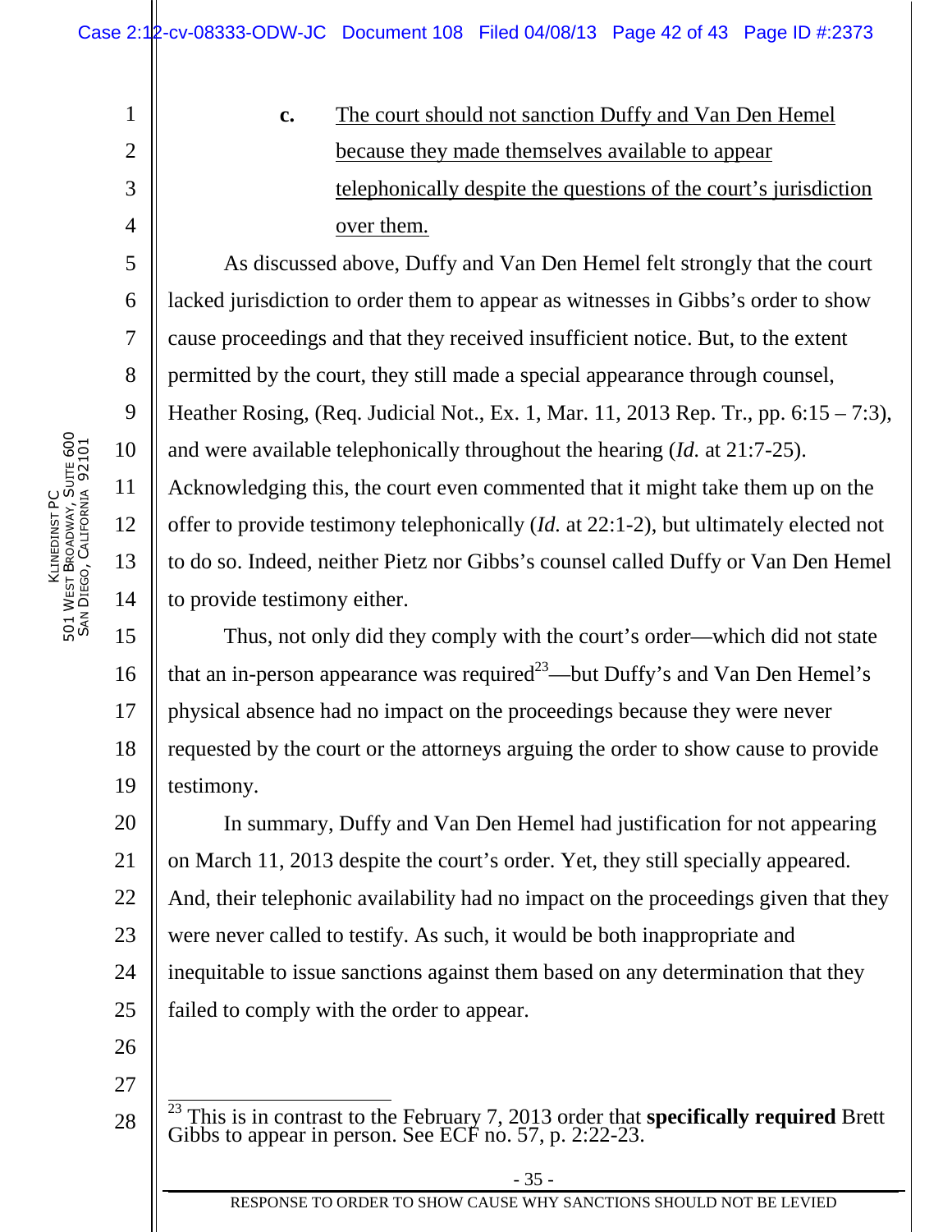**c.** <u>The court should not sanction Duffy and Van Den Hemel because they made themselves available to appear telephonically despite the questions of the court's jurisdiction over them.</u>

As discussed above, Duffy and Van Den Hemel felt strongly that the court lacked jurisdiction to order them to appear as witnesses in Gibbs's order to show cause proceedings and that they received insufficient notice. But, to the extent permitted by the court, they still made a special appearance through counsel, Heather Rosing, (Req. Judicial Not., Ex. 1, Mar. 11, 2013 Rep. Tr., pp. 6:15 – 7:3), and were available telephonically throughout the hearing (*Id.* at 21:7-25). Acknowledging this, the court even commented that it might take them up on the offer to provide testimony telephonically (*Id.* at 22:1-2), but ultimately elected not to do so. Indeed, neither Pietz nor Gibbs's counsel called Duffy or Van Den Hemel to provide testimony either.

Thus, not only did they comply with the court's order—which did not state that an in-person appearance was required[23]—but Duffy's and Van Den Hemel's physical absence had no impact on the proceedings because they were never requested by the court or the attorneys arguing the order to show cause to provide testimony.

In summary, Duffy and Van Den Hemel had justification for not appearing on March 11, 2013 despite the court's order. Yet, they still specially appeared. And, their telephonic availability had no impact on the proceedings given that they were never called to testify. As such, it would be both inappropriate and inequitable to issue sanctions against them based on any determination that they failed to comply with the order to appear.

---

[23] This is in contrast to the February 7, 2013 order that **specifically required** Brett Gibbs to appear in person. See ECF no. 57, p. 2:22-23.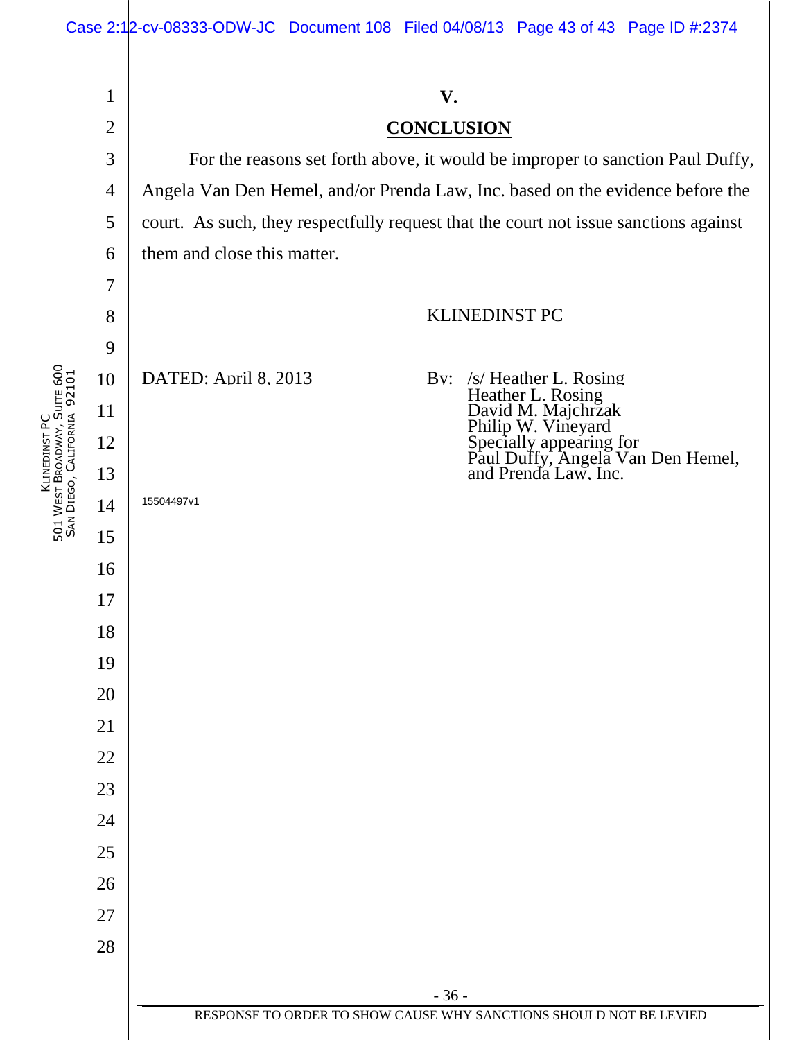## V.

## CONCLUSION

For the reasons set forth above, it would be improper to sanction Paul Duffy, Angela Van Den Hemel, and/or Prenda Law, Inc. based on the evidence before the court. As such, they respectfully request that the court not issue sanctions against them and close this matter.

KLINEDINST PC

DATED: April 8, 2013

By: /s/ Heather L. Rosing
Heather L. Rosing
David M. Majchrzak
Philip W. Vineyard
Specially appearing for
Paul Duffy, Angela Van Den Hemel, and Prenda Law, Inc.

15504497v1